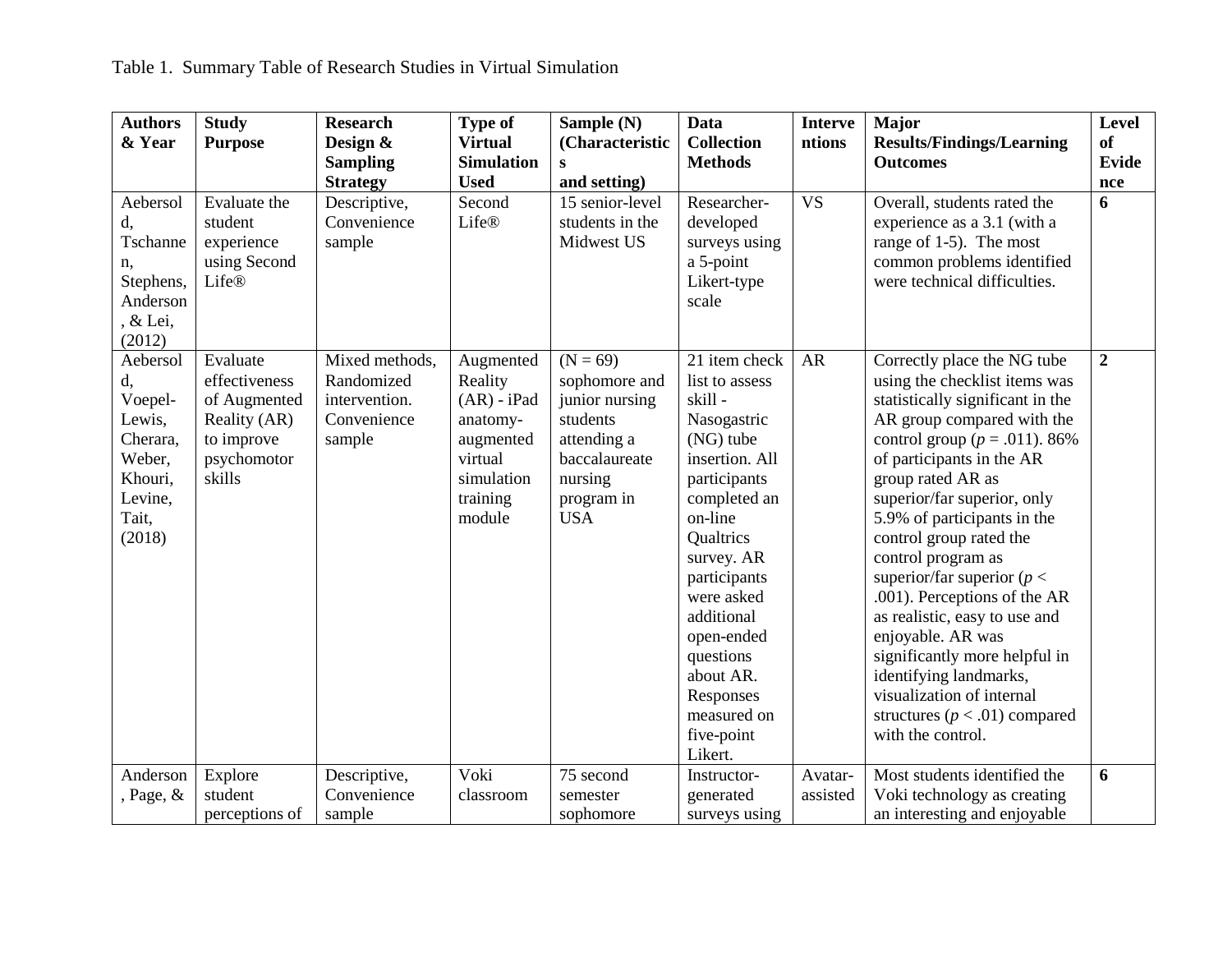Table 1. Summary Table of Research Studies in Virtual Simulation

| Authors & Year | Study Purpose | Research Design & Sampling Strategy | Type of Virtual Simulation Used | Sample (N) (Characteristics and setting) | Data Collection Methods | Interventions | Major Results/Findings/Learning Outcomes | Level of Evidence |
|---|---|---|---|---|---|---|---|---|
| Aebersold, Tschannen, Stephens, Anderson, & Lei, (2012) | Evaluate the student experience using Second Life® | Descriptive, Convenience sample | Second Life® | 15 senior-level students in the Midwest US | Researcher-developed surveys using a 5-point Likert-type scale | VS | Overall, students rated the experience as a 3.1 (with a range of 1-5). The most common problems identified were technical difficulties. | **6** |
| Aebersold, Voepel-Lewis, Cherara, Weber, Khouri, Levine, Tait, (2018) | Evaluate effectiveness of Augmented Reality (AR) to improve psychomotor skills | Mixed methods, Randomized intervention. Convenience sample | Augmented Reality (AR) - iPad anatomy-augmented virtual simulation training module | (N = 69) sophomore and junior nursing students attending a baccalaureate nursing program in USA | 21 item check list to assess skill - Nasogastric (NG) tube insertion. All participants completed an on-line Qualtrics survey. AR participants were asked additional open-ended questions about AR. Responses measured on five-point Likert. | AR | Correctly place the NG tube using the checklist items was statistically significant in the AR group compared with the control group ($p$ = .011). 86% of participants in the AR group rated AR as superior/far superior, only 5.9% of participants in the control group rated the control program as superior/far superior ($p$ < .001). Perceptions of the AR as realistic, easy to use and enjoyable. AR was significantly more helpful in identifying landmarks, visualization of internal structures ($p$ < .01) compared with the control. | **2** |
| Anderson, Page, & | Explore student perceptions of | Descriptive, Convenience sample | Voki classroom | 75 second semester sophomore | Instructor-generated surveys using | Avatar-assisted | Most students identified the Voki technology as creating an interesting and enjoyable | **6** |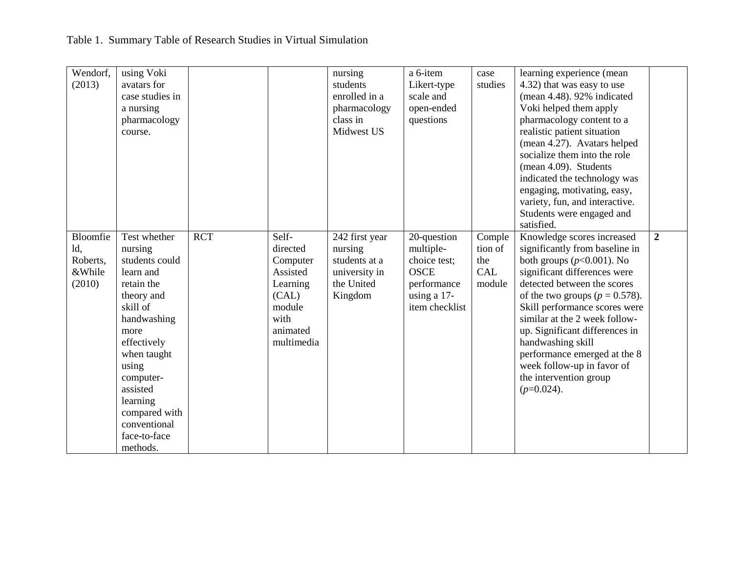Table 1. Summary Table of Research Studies in Virtual Simulation

| | | | | | | | | |
|---|---|---|---|---|---|---|---|---|
| Wendorf, (2013) | using Voki avatars for case studies in a nursing pharmacology course. | | | nursing students enrolled in a pharmacology class in Midwest US | a 6-item Likert-type scale and open-ended questions | case studies | learning experience (mean 4.32) that was easy to use (mean 4.48). 92% indicated Voki helped them apply pharmacology content to a realistic patient situation (mean 4.27). Avatars helped socialize them into the role (mean 4.09). Students indicated the technology was engaging, motivating, easy, variety, fun, and interactive. Students were engaged and satisfied. | |
| Bloomfield, Roberts, &While (2010) | Test whether nursing students could learn and retain the theory and skill of handwashing more effectively when taught using computer-assisted learning compared with conventional face-to-face methods. | RCT | Self-directed Computer Assisted Learning (CAL) module with animated multimedia | 242 first year nursing students at a university in the United Kingdom | 20-question multiple-choice test; OSCE performance using a 17-item checklist | Completion of the CAL module | Knowledge scores increased significantly from baseline in both groups (*p*<0.001). No significant differences were detected between the scores of the two groups (*p* = 0.578). Skill performance scores were similar at the 2 week follow-up. Significant differences in handwashing skill performance emerged at the 8 week follow-up in favor of the intervention group (*p*=0.024). | **2** |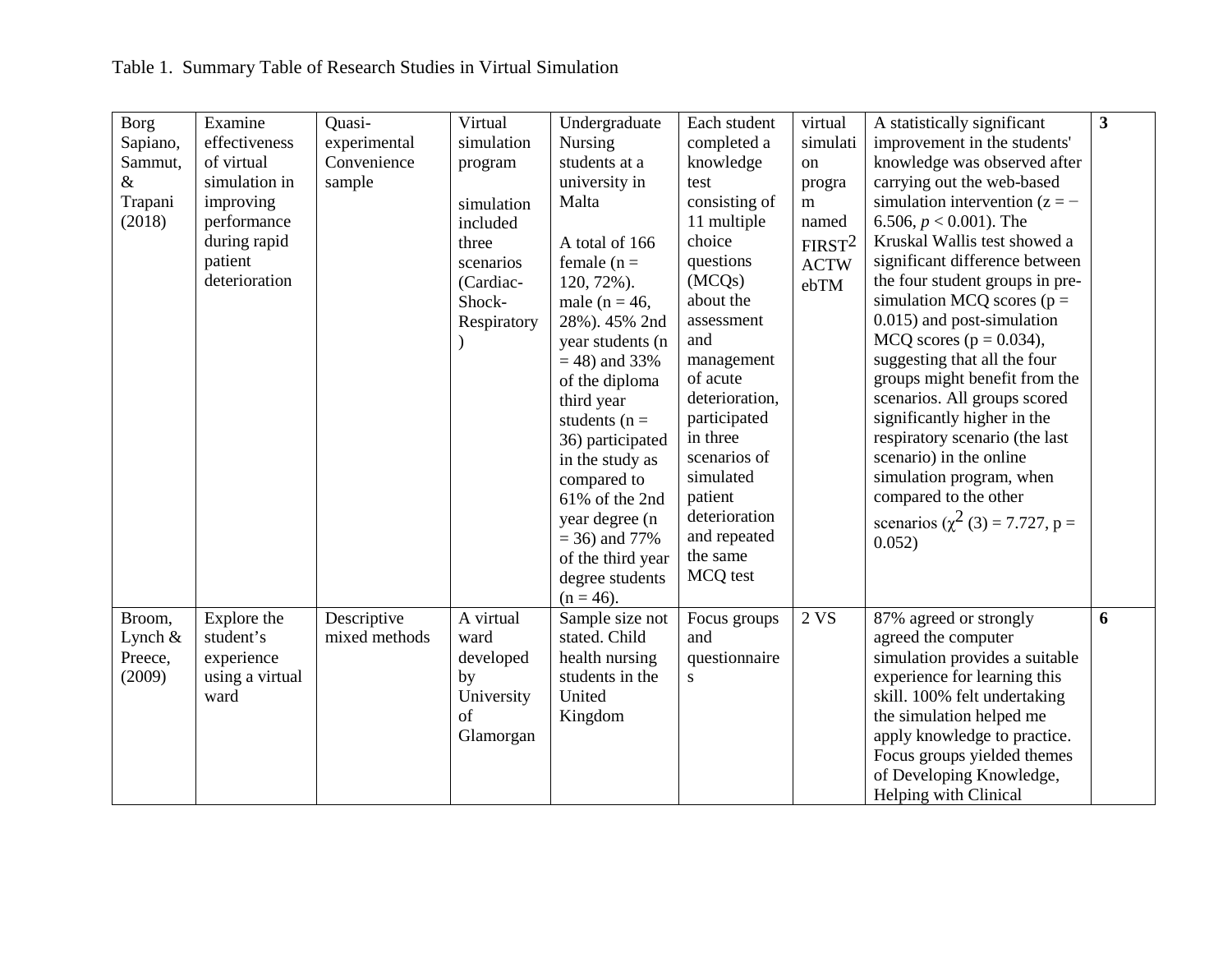Table 1. Summary Table of Research Studies in Virtual Simulation

| | | | | | | | | |
|---|---|---|---|---|---|---|---|---|
| Borg Sapiano, Sammut, & Trapani (2018) | Examine effectiveness of virtual simulation in improving performance during rapid patient deterioration | Quasi-experimental Convenience sample | Virtual simulation program<br><br>simulation included three scenarios (Cardiac-Shock-Respiratory) | Undergraduate Nursing students at a university in Malta<br><br>A total of 166 female (n = 120, 72%). male (n = 46, 28%). 45% 2nd year students (n = 48) and 33% of the diploma third year students (n = 36) participated in the study as compared to 61% of the 2nd year degree (n = 36) and 77% of the third year degree students (n = 46). | Each student completed a knowledge test consisting of 11 multiple choice questions (MCQs) about the assessment and management of acute deterioration, participated in three scenarios of simulated patient deterioration and repeated the same MCQ test | virtual simulation program named FIRST[2] ACTWebTM | A statistically significant improvement in the students' knowledge was observed after carrying out the web-based simulation intervention ($z = -6.506$, $p < 0.001$). The Kruskal Wallis test showed a significant difference between the four student groups in pre-simulation MCQ scores ($p = 0.015$) and post-simulation MCQ scores ($p = 0.034$), suggesting that all the four groups might benefit from the scenarios. All groups scored significantly higher in the respiratory scenario (the last scenario) in the online simulation program, when compared to the other scenarios ($\chi^2$ (3) = 7.727, p = 0.052) | **3** |
| Broom, Lynch & Preece, (2009) | Explore the student's experience using a virtual ward | Descriptive mixed methods | A virtual ward developed by University of Glamorgan | Sample size not stated. Child health nursing students in the United Kingdom | Focus groups and questionnaires | 2 VS | 87% agreed or strongly agreed the computer simulation provides a suitable experience for learning this skill. 100% felt undertaking the simulation helped me apply knowledge to practice. Focus groups yielded themes of Developing Knowledge, Helping with Clinical | **6** |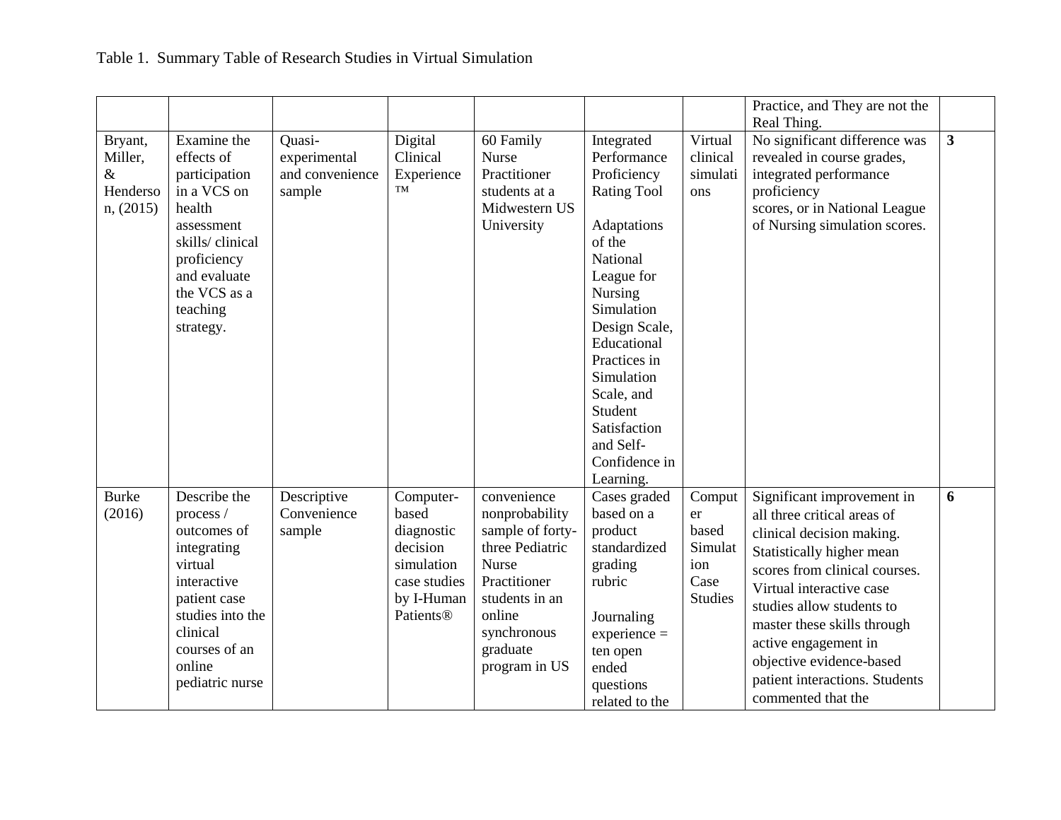Table 1. Summary Table of Research Studies in Virtual Simulation

| | | | | | | | | |
|---|---|---|---|---|---|---|---|---|
| | | | | | | | Practice, and They are not the Real Thing. | |
| Bryant, Miller, & Henderson, (2015) | Examine the effects of participation in a VCS on health assessment skills/ clinical proficiency and evaluate the VCS as a teaching strategy. | Quasi-experimental and convenience sample | Digital Clinical Experience ™ | 60 Family Nurse Practitioner students at a Midwestern US University | Integrated Performance Proficiency Rating Tool<br><br>Adaptations of the National League for Nursing Simulation Design Scale, Educational Practices in Simulation Scale, and Student Satisfaction and Self-Confidence in Learning. | Virtual clinical simulations | No significant difference was revealed in course grades, integrated performance proficiency scores, or in National League of Nursing simulation scores. | **3** |
| Burke (2016) | Describe the process / outcomes of integrating virtual interactive patient case studies into the clinical courses of an online pediatric nurse | Descriptive Convenience sample | Computer-based diagnostic decision simulation case studies by I-Human Patients® | convenience nonprobability sample of forty-three Pediatric Nurse Practitioner students in an online synchronous graduate program in US | Cases graded based on a product standardized grading rubric<br><br>Journaling experience = ten open ended questions related to the | Computer based Simulation Case Studies | Significant improvement in all three critical areas of clinical decision making. Statistically higher mean scores from clinical courses. Virtual interactive case studies allow students to master these skills through active engagement in objective evidence-based patient interactions. Students commented that the | **6** |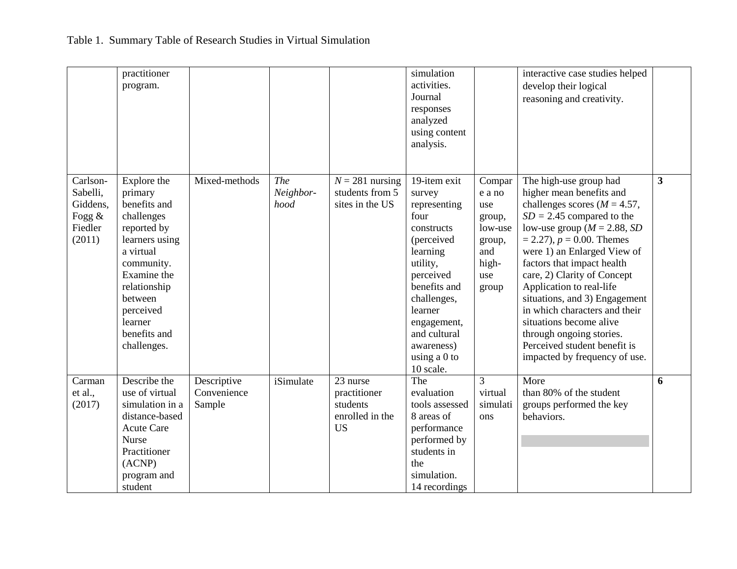Table 1. Summary Table of Research Studies in Virtual Simulation

| | | | | | | | | |
|---|---|---|---|---|---|---|---|---|
| | practitioner program. | | | | simulation activities. Journal responses analyzed using content analysis. | | interactive case studies helped develop their logical reasoning and creativity. | |
| Carlson-Sabelli, Giddens, Fogg & Fiedler (2011) | Explore the primary benefits and challenges reported by learners using a virtual community. Examine the relationship between perceived learner benefits and challenges. | Mixed-methods | *The Neighbor-hood* | $N = 281$ nursing students from 5 sites in the US | 19-item exit survey representing four constructs (perceived learning utility, perceived benefits and challenges, learner engagement, and cultural awareness) using a 0 to 10 scale. | Compare a no use group, low-use group, and high-use group | The high-use group had higher mean benefits and challenges scores ($M = 4.57$, $SD = 2.45$ compared to the low-use group ($M = 2.88$, $SD = 2.27$), $p = 0.00$. Themes were 1) an Enlarged View of factors that impact health care, 2) Clarity of Concept Application to real-life situations, and 3) Engagement in which characters and their situations become alive through ongoing stories. Perceived student benefit is impacted by frequency of use. | **3** |
| Carman et al., (2017) | Describe the use of virtual simulation in a distance-based Acute Care Nurse Practitioner (ACNP) program and student | Descriptive Convenience Sample | iSimulate | 23 nurse practitioner students enrolled in the US | The evaluation tools assessed 8 areas of performance performed by students in the simulation. 14 recordings | 3 virtual simulations | More than 80% of the student groups performed the key behaviors. | **6** |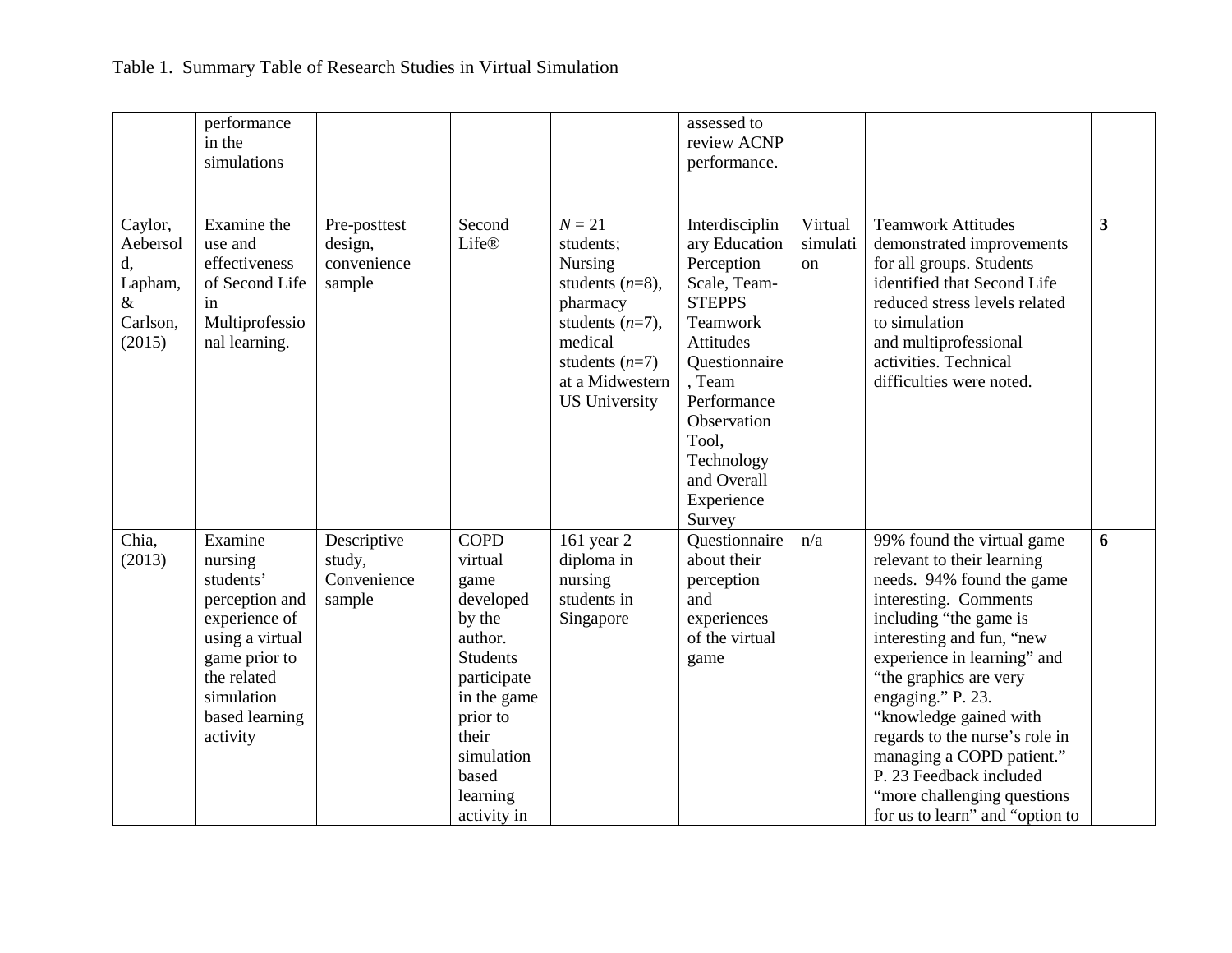Table 1. Summary Table of Research Studies in Virtual Simulation

| | | | | | | | | |
|---|---|---|---|---|---|---|---|---|
| | performance in the simulations | | | | assessed to review ACNP performance. | | | |
| Caylor, Aebersold, Lapham, & Carlson, (2015) | Examine the use and effectiveness of Second Life in Multiprofessional learning. | Pre-posttest design, convenience sample | Second Life® | *N* = 21 students; Nursing students (*n*=8), pharmacy students (*n*=7), medical students (*n*=7) at a Midwestern US University | Interdisciplinary Education Perception Scale, Team-STEPPS Teamwork Attitudes Questionnaire, Team Performance Observation Tool, Technology and Overall Experience Survey | Virtual simulation | Teamwork Attitudes demonstrated improvements for all groups. Students identified that Second Life reduced stress levels related to simulation and multiprofessional activities. Technical difficulties were noted. | **3** |
| Chia, (2013) | Examine nursing students' perception and experience of using a virtual game prior to the related simulation based learning activity | Descriptive study, Convenience sample | COPD virtual game developed by the author. Students participate in the game prior to their simulation based learning activity in | 161 year 2 diploma in nursing students in Singapore | Questionnaire about their perception and experiences of the virtual game | n/a | 99% found the virtual game relevant to their learning needs. 94% found the game interesting. Comments including "the game is interesting and fun, "new experience in learning" and "the graphics are very engaging." P. 23. "knowledge gained with regards to the nurse's role in managing a COPD patient." P. 23 Feedback included "more challenging questions for us to learn" and "option to | **6** |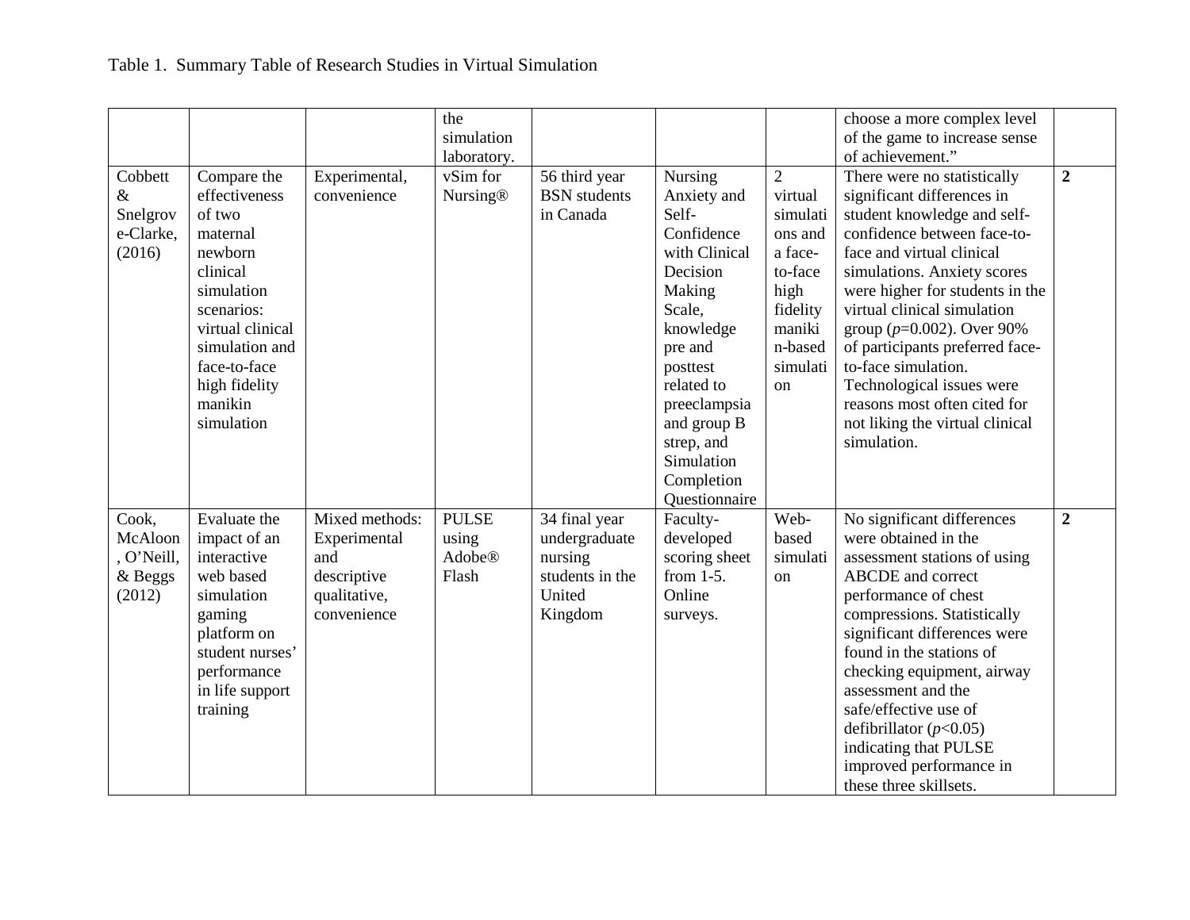Table 1. Summary Table of Research Studies in Virtual Simulation

| | | | | | | | | |
|---|---|---|---|---|---|---|---|---|
| | | | the simulation laboratory. | | | | choose a more complex level of the game to increase sense of achievement." | |
| Cobbett & Snelgrove-Clarke, (2016) | Compare the effectiveness of two maternal newborn clinical simulation scenarios: virtual clinical simulation and face-to-face high fidelity manikin simulation | Experimental, convenience | vSim for Nursing® | 56 third year BSN students in Canada | Nursing Anxiety and Self-Confidence with Clinical Decision Making Scale, knowledge pre and posttest related to preeclampsia and group B strep, and Simulation Completion Questionnaire | 2 virtual simulations and a face-to-face high fidelity manikin-based simulation | There were no statistically significant differences in student knowledge and self-confidence between face-to-face and virtual clinical simulations. Anxiety scores were higher for students in the virtual clinical simulation group (*p*=0.002). Over 90% of participants preferred face-to-face simulation. Technological issues were reasons most often cited for not liking the virtual clinical simulation. | **2** |
| Cook, McAloon, O'Neill, & Beggs (2012) | Evaluate the impact of an interactive web based simulation gaming platform on student nurses' performance in life support training | Mixed methods: Experimental and descriptive qualitative, convenience | PULSE using Adobe® Flash | 34 final year undergraduate nursing students in the United Kingdom | Faculty-developed scoring sheet from 1-5. Online surveys. | Web-based simulation | No significant differences were obtained in the assessment stations of using ABCDE and correct performance of chest compressions. Statistically significant differences were found in the stations of checking equipment, airway assessment and the safe/effective use of defibrillator ($p<0.05$) indicating that PULSE improved performance in these three skillsets. | **2** |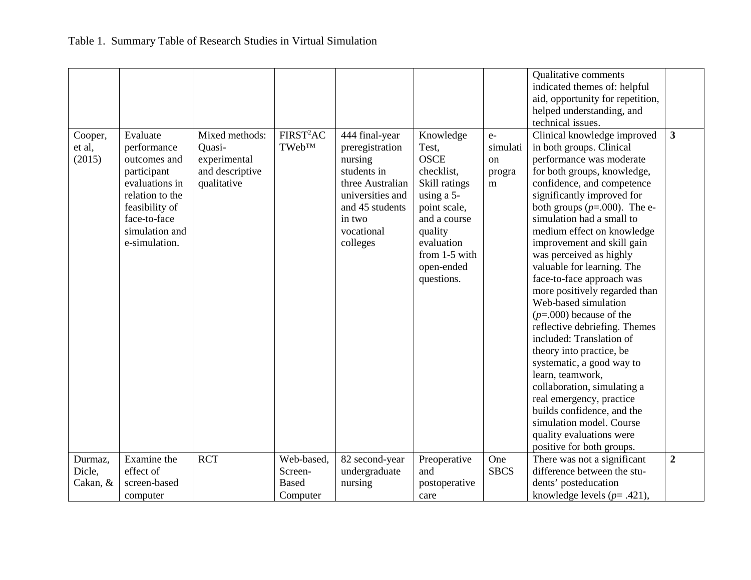Table 1. Summary Table of Research Studies in Virtual Simulation

| | | | | | | | | |
|---|---|---|---|---|---|---|---|---|
| | | | | | | | Qualitative comments indicated themes of: helpful aid, opportunity for repetition, helped understanding, and technical issues. | |
| Cooper, et al, (2015) | Evaluate performance outcomes and participant evaluations in relation to the feasibility of face-to-face simulation and e-simulation. | Mixed methods: Quasi-experimental and descriptive qualitative | $FIRST^2ACTWeb^{TM}$ | 444 final-year preregistration nursing students in three Australian universities and 45 students in two vocational colleges | Knowledge Test, OSCE checklist, Skill ratings using a 5-point scale, and a course quality evaluation from 1-5 with open-ended questions. | e-simulation program | Clinical knowledge improved in both groups. Clinical performance was moderate for both groups, knowledge, confidence, and competence significantly improved for both groups ($p$=.000). The e-simulation had a small to medium effect on knowledge improvement and skill gain was perceived as highly valuable for learning. The face-to-face approach was more positively regarded than Web-based simulation ($p$=.000) because of the reflective debriefing. Themes included: Translation of theory into practice, be systematic, a good way to learn, teamwork, collaboration, simulating a real emergency, practice builds confidence, and the simulation model. Course quality evaluations were positive for both groups. | **3** |
| Durmaz, Dicle, Cakan, & | Examine the effect of screen-based computer | RCT | Web-based, Screen-Based Computer | 82 second-year undergraduate nursing | Preoperative and postoperative care | One SBCS | There was not a significant difference between the stu-dents' posteducation knowledge levels ($p$= .421), | **2** |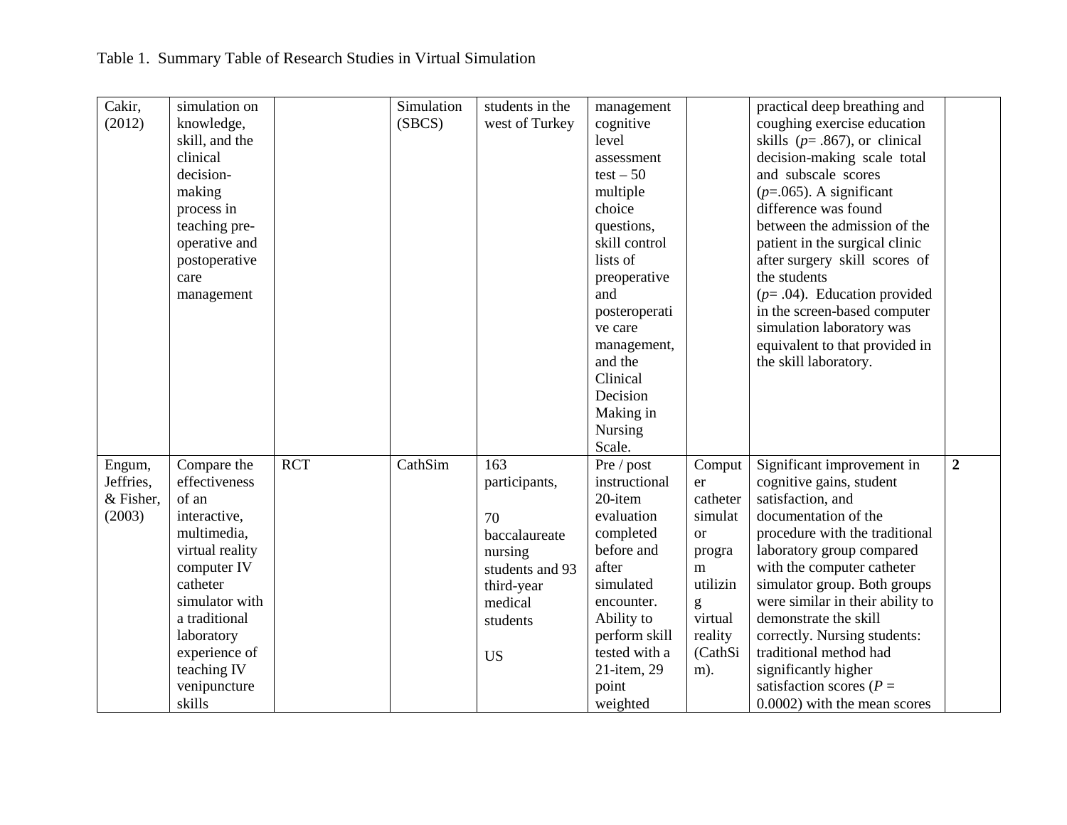Table 1. Summary Table of Research Studies in Virtual Simulation

| | | | | | | | | |
|---|---|---|---|---|---|---|---|---|
| Cakir, (2012) | simulation on knowledge, skill, and the clinical decision-making process in teaching pre-operative and postoperative care management | | Simulation (SBCS) | students in the west of Turkey | management cognitive level assessment test – 50 multiple choice questions, skill control lists of preoperative and posteroperative care management, and the Clinical Decision Making in Nursing Scale. | | practical deep breathing and coughing exercise education skills ($p$= .867), or clinical decision-making scale total and subscale scores ($p$=.065). A significant difference was found between the admission of the patient in the surgical clinic after surgery skill scores of the students ($p$= .04). Education provided in the screen-based computer simulation laboratory was equivalent to that provided in the skill laboratory. | |
| Engum, Jeffries, & Fisher, (2003) | Compare the effectiveness of an interactive, multimedia, virtual reality computer IV catheter simulator with a traditional laboratory experience of teaching IV venipuncture skills | RCT | CathSim | 163 participants, 70 baccalaureate nursing students and 93 third-year medical students US | Pre / post instructional 20-item evaluation completed before and after simulated encounter. Ability to perform skill tested with a 21-item, 29 point weighted | Computer catheter simulator program utilizing virtual reality (CathSim). | Significant improvement in cognitive gains, student satisfaction, and documentation of the procedure with the traditional laboratory group compared with the computer catheter simulator group. Both groups were similar in their ability to demonstrate the skill correctly. Nursing students: traditional method had significantly higher satisfaction scores ($P$ = 0.0002) with the mean scores | **2** |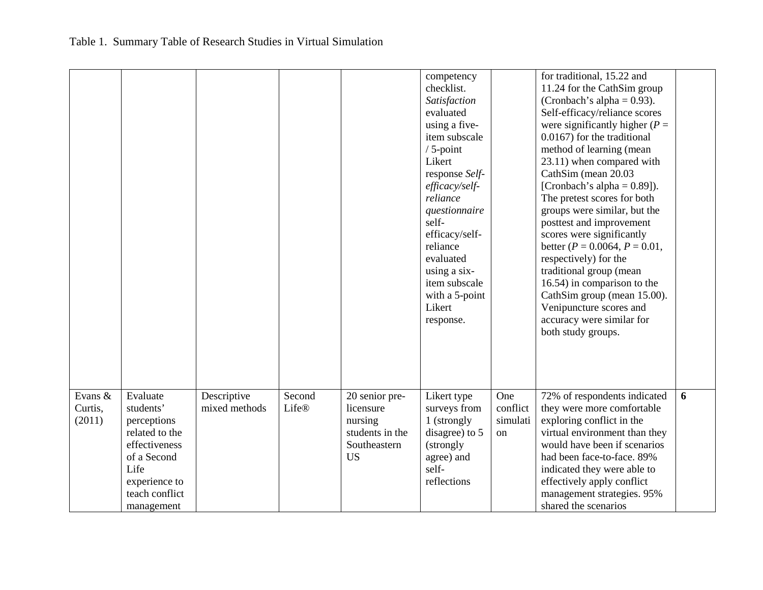Table 1. Summary Table of Research Studies in Virtual Simulation

| | | | | | | | | |
|---|---|---|---|---|---|---|---|---|
| | | | | | competency checklist. *Satisfaction* evaluated using a five-item subscale / 5-point Likert response *Self-efficacy/self-reliance questionnaire* self-efficacy/self-reliance evaluated using a six-item subscale with a 5-point Likert response. | | for traditional, 15.22 and 11.24 for the CathSim group (Cronbach's alpha = 0.93). Self-efficacy/reliance scores were significantly higher ($P$ = 0.0167) for the traditional method of learning (mean 23.11) when compared with CathSim (mean 20.03 [Cronbach's alpha = 0.89]). The pretest scores for both groups were similar, but the posttest and improvement scores were significantly better ($P$ = 0.0064, $P$ = 0.01, respectively) for the traditional group (mean 16.54) in comparison to the CathSim group (mean 15.00). Venipuncture scores and accuracy were similar for both study groups. | |
| Evans & Curtis, (2011) | Evaluate students' perceptions related to the effectiveness of a Second Life experience to teach conflict management | Descriptive mixed methods | Second Life® | 20 senior pre-licensure nursing students in the Southeastern US | Likert type surveys from 1 (strongly disagree) to 5 (strongly agree) and self-reflections | One conflict simulation | 72% of respondents indicated they were more comfortable exploring conflict in the virtual environment than they would have been if scenarios had been face-to-face. 89% indicated they were able to effectively apply conflict management strategies. 95% shared the scenarios | **6** |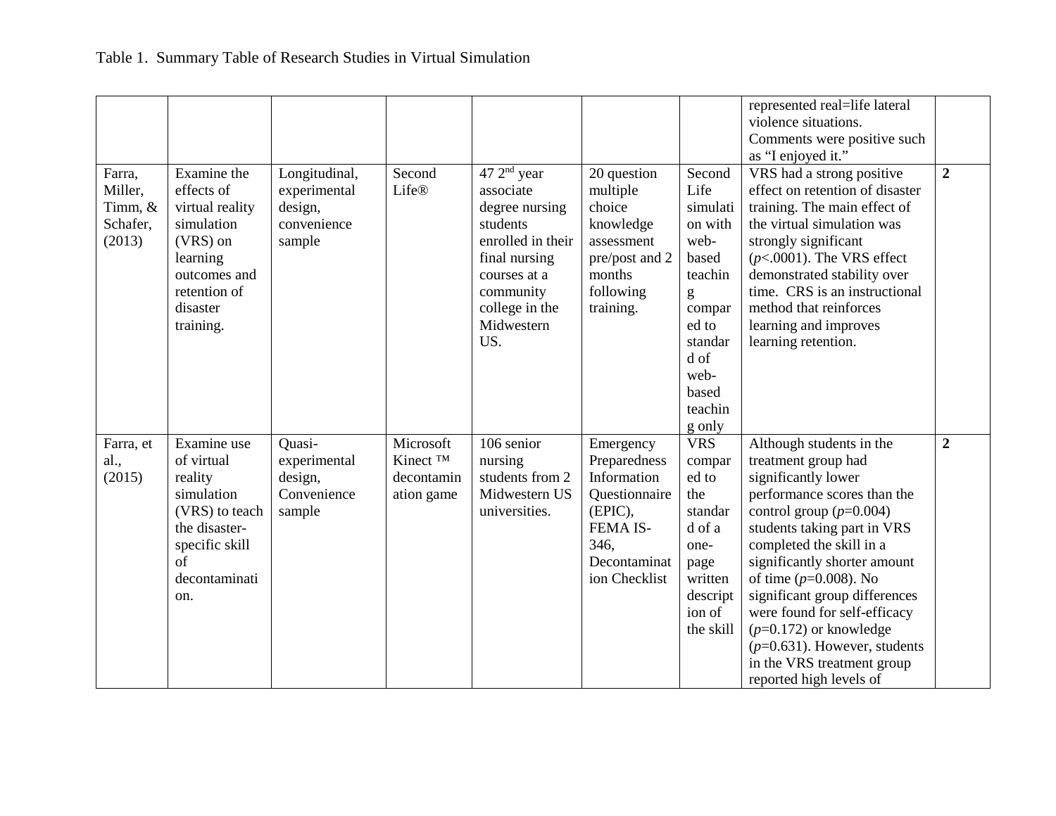Table 1. Summary Table of Research Studies in Virtual Simulation

| | | | | | | | | |
|---|---|---|---|---|---|---|---|---|
| | | | | | | | represented real=life lateral violence situations. Comments were positive such as "I enjoyed it." | |
| Farra, Miller, Timm, & Schafer, (2013) | Examine the effects of virtual reality simulation (VRS) on learning outcomes and retention of disaster training. | Longitudinal, experimental design, convenience sample | Second Life® | 47 2nd year associate degree nursing students enrolled in their final nursing courses at a community college in the Midwestern US. | 20 question multiple choice knowledge assessment pre/post and 2 months following training. | Second Life simulation with web-based teaching compared to standard of web-based teaching only | VRS had a strong positive effect on retention of disaster training. The main effect of the virtual simulation was strongly significant (*p*<.0001). The VRS effect demonstrated stability over time. CRS is an instructional method that reinforces learning and improves learning retention. | **2** |
| Farra, et al., (2015) | Examine use of virtual reality simulation (VRS) to teach the disaster-specific skill of decontamination. | Quasi-experimental design, Convenience sample | Microsoft Kinect ™ decontamination game | 106 senior nursing students from 2 Midwestern US universities. | Emergency Preparedness Information Questionnaire (EPIC), FEMA IS-346, Decontamination Checklist | VRS compared to the standard of a one-page written description of the skill | Although students in the treatment group had significantly lower performance scores than the control group (*p*=0.004) students taking part in VRS completed the skill in a significantly shorter amount of time (*p*=0.008). No significant group differences were found for self-efficacy (*p*=0.172) or knowledge (*p*=0.631). However, students in the VRS treatment group reported high levels of | **2** |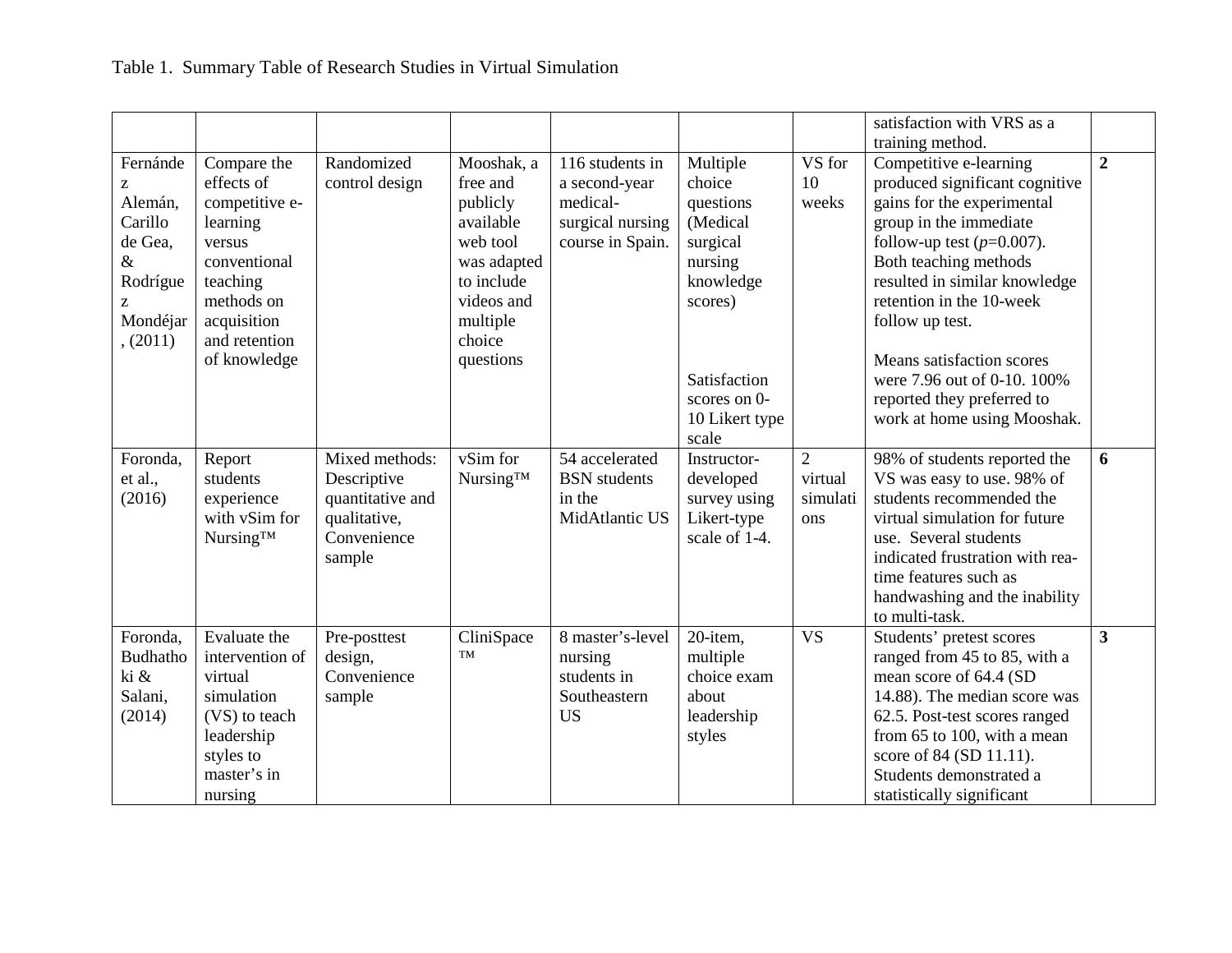Table 1. Summary Table of Research Studies in Virtual Simulation

| | | | | | | | | |
|---|---|---|---|---|---|---|---|---|
| | | | | | | | satisfaction with VRS as a training method. | |
| Fernández Alemán, Carillo de Gea, & Rodríguez Mondéjar, (2011) | Compare the effects of competitive e-learning versus conventional teaching methods on acquisition and retention of knowledge | Randomized control design | Mooshak, a free and publicly available web tool was adapted to include videos and multiple choice questions | 116 students in a second-year medical-surgical nursing course in Spain. | Multiple choice questions (Medical surgical nursing knowledge scores)<br><br>Satisfaction scores on 0-10 Likert type scale | VS for 10 weeks | Competitive e-learning produced significant cognitive gains for the experimental group in the immediate follow-up test (*p*=0.007). Both teaching methods resulted in similar knowledge retention in the 10-week follow up test.<br><br>Means satisfaction scores were 7.96 out of 0-10. 100% reported they preferred to work at home using Mooshak. | **2** |
| Foronda, et al., (2016) | Report students experience with vSim for Nursing™ | Mixed methods: Descriptive quantitative and qualitative, Convenience sample | vSim for Nursing™ | 54 accelerated BSN students in the MidAtlantic US | Instructor-developed survey using Likert-type scale of 1-4. | 2 virtual simulations | 98% of students reported the VS was easy to use. 98% of students recommended the virtual simulation for future use. Several students indicated frustration with rea-time features such as handwashing and the inability to multi-task. | **6** |
| Foronda, Budhathoki & Salani, (2014) | Evaluate the intervention of virtual simulation (VS) to teach leadership styles to master's in nursing | Pre-posttest design, Convenience sample | CliniSpace ™ | 8 master's-level nursing students in Southeastern US | 20-item, multiple choice exam about leadership styles | VS | Students' pretest scores ranged from 45 to 85, with a mean score of 64.4 (SD 14.88). The median score was 62.5. Post-test scores ranged from 65 to 100, with a mean score of 84 (SD 11.11). Students demonstrated a statistically significant | **3** |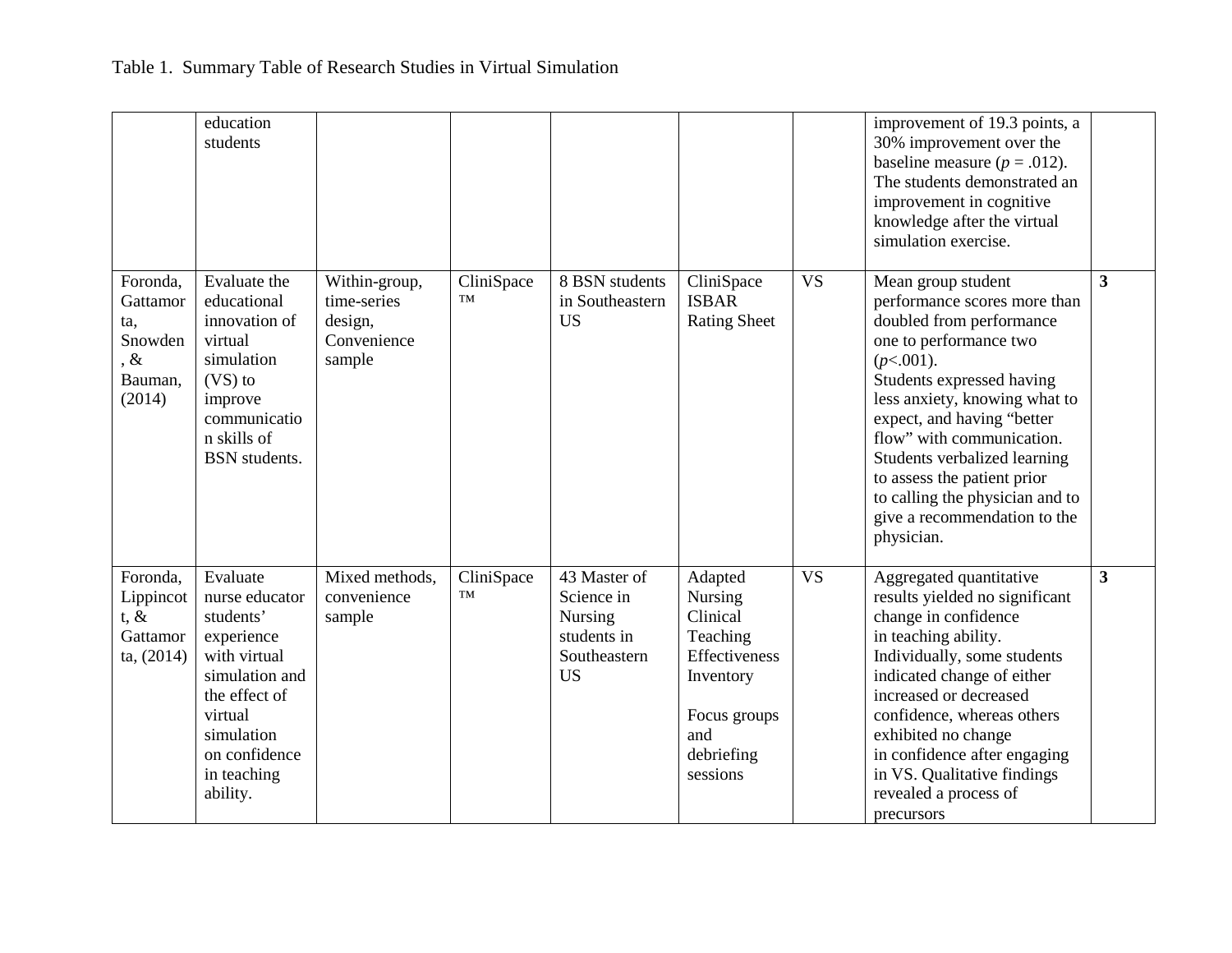Table 1. Summary Table of Research Studies in Virtual Simulation

| | | | | | | | | |
|---|---|---|---|---|---|---|---|---|
| | education students | | | | | | improvement of 19.3 points, a 30% improvement over the baseline measure (*p* = .012). The students demonstrated an improvement in cognitive knowledge after the virtual simulation exercise. | |
| Foronda, Gattamorta, Snowden, & Bauman, (2014) | Evaluate the educational innovation of virtual simulation (VS) to improve communication skills of BSN students. | Within-group, time-series design, Convenience sample | CliniSpace ™ | 8 BSN students in Southeastern US | CliniSpace ISBAR Rating Sheet | VS | Mean group student performance scores more than doubled from performance one to performance two ($p<.001$). Students expressed having less anxiety, knowing what to expect, and having "better flow" with communication. Students verbalized learning to assess the patient prior to calling the physician and to give a recommendation to the physician. | **3** |
| Foronda, Lippincott, & Gattamorta, (2014) | Evaluate nurse educator students' experience with virtual simulation and the effect of virtual simulation on confidence in teaching ability. | Mixed methods, convenience sample | CliniSpace ™ | 43 Master of Science in Nursing students in Southeastern US | Adapted Nursing Clinical Teaching Effectiveness Inventory<br><br>Focus groups and debriefing sessions | VS | Aggregated quantitative results yielded no significant change in confidence in teaching ability. Individually, some students indicated change of either increased or decreased confidence, whereas others exhibited no change in confidence after engaging in VS. Qualitative findings revealed a process of precursors | **3** |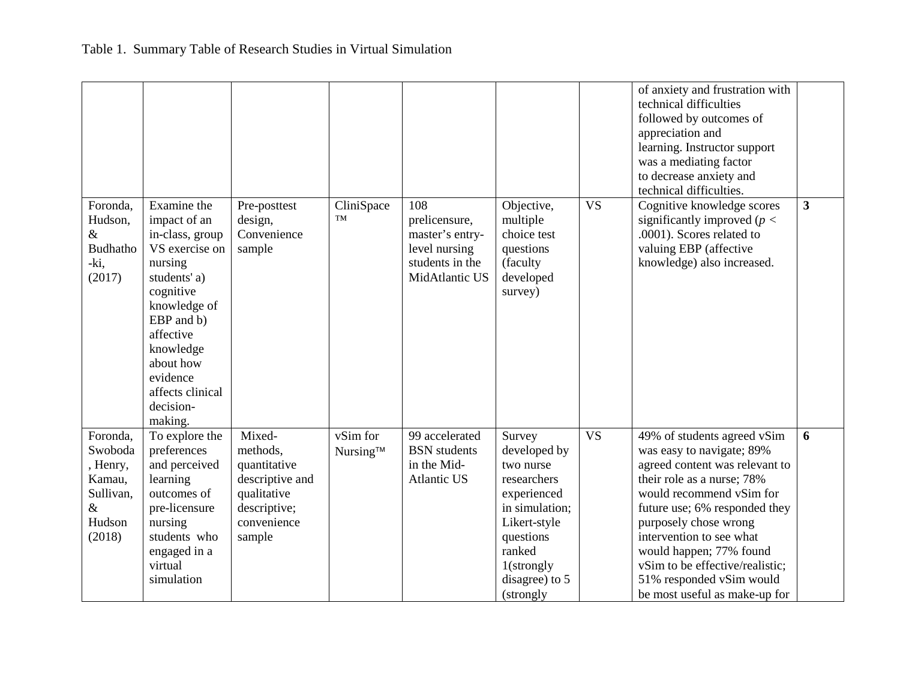Table 1. Summary Table of Research Studies in Virtual Simulation

| | | | | | | | | |
|---|---|---|---|---|---|---|---|---|
| | | | | | | | of anxiety and frustration with technical difficulties followed by outcomes of appreciation and learning. Instructor support was a mediating factor to decrease anxiety and technical difficulties. | |
| Foronda, Hudson, & Budhathoki, (2017) | Examine the impact of an in-class, group VS exercise on nursing students' a) cognitive knowledge of EBP and b) affective knowledge about how evidence affects clinical decision-making. | Pre-posttest design, Convenience sample | CliniSpace ™ | 108 prelicensure, master's entry-level nursing students in the MidAtlantic US | Objective, multiple choice test questions (faculty developed survey) | VS | Cognitive knowledge scores significantly improved ($p < .0001$). Scores related to valuing EBP (affective knowledge) also increased. | **3** |
| Foronda, Swoboda, Henry, Kamau, Sullivan, & Hudson (2018) | To explore the preferences and perceived learning outcomes of pre-licensure nursing students who engaged in a virtual simulation | Mixed-methods, quantitative descriptive and qualitative descriptive; convenience sample | vSim for Nursing™ | 99 accelerated BSN students in the Mid-Atlantic US | Survey developed by two nurse researchers experienced in simulation; Likert-style questions ranked 1(strongly disagree) to 5 (strongly | VS | 49% of students agreed vSim was easy to navigate; 89% agreed content was relevant to their role as a nurse; 78% would recommend vSim for future use; 6% responded they purposely chose wrong intervention to see what would happen; 77% found vSim to be effective/realistic; 51% responded vSim would be most useful as make-up for | **6** |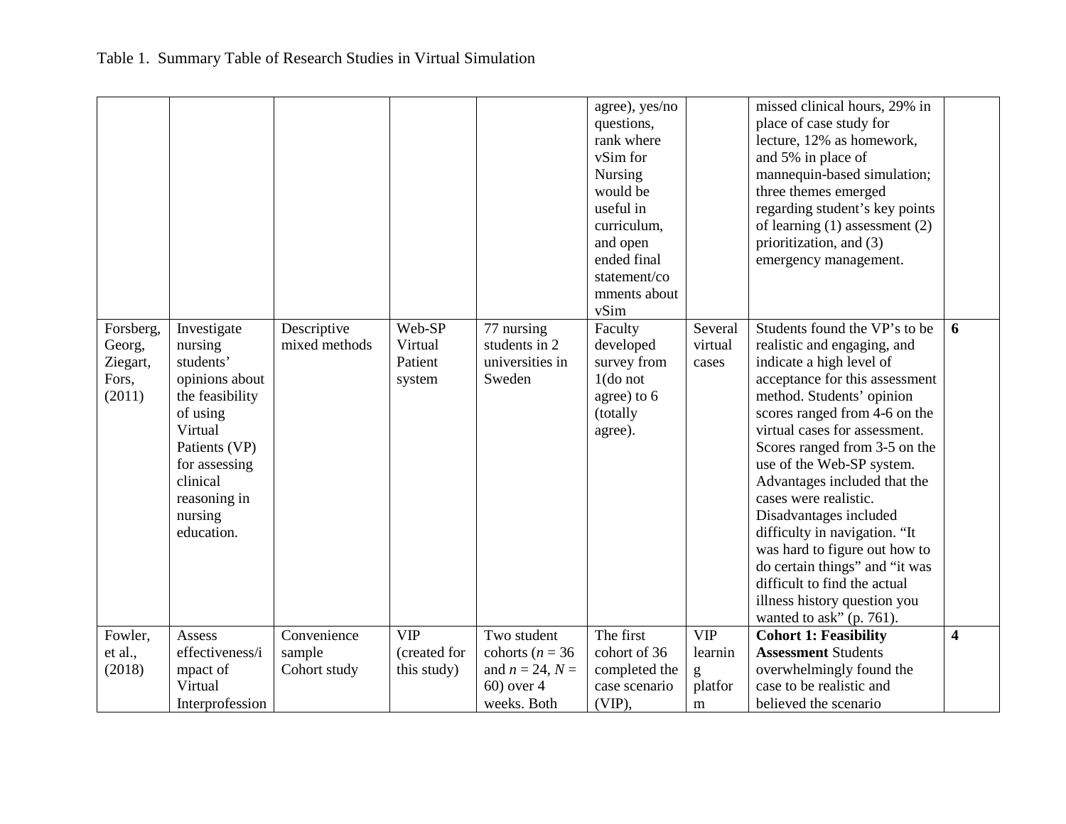Table 1. Summary Table of Research Studies in Virtual Simulation

| | | | | | | | | |
|---|---|---|---|---|---|---|---|---|
| | | | | | agree), yes/no questions, rank where vSim for Nursing would be useful in curriculum, and open ended final statement/comments about vSim | | missed clinical hours, 29% in place of case study for lecture, 12% as homework, and 5% in place of mannequin-based simulation; three themes emerged regarding student's key points of learning (1) assessment (2) prioritization, and (3) emergency management. | |
| Forsberg, Georg, Ziegart, Fors, (2011) | Investigate nursing students' opinions about the feasibility of using Virtual Patients (VP) for assessing clinical reasoning in nursing education. | Descriptive mixed methods | Web-SP Virtual Patient system | 77 nursing students in 2 universities in Sweden | Faculty developed survey from 1(do not agree) to 6 (totally agree). | Several virtual cases | Students found the VP's to be realistic and engaging, and indicate a high level of acceptance for this assessment method. Students' opinion scores ranged from 4-6 on the virtual cases for assessment. Scores ranged from 3-5 on the use of the Web-SP system. Advantages included that the cases were realistic. Disadvantages included difficulty in navigation. "It was hard to figure out how to do certain things" and "it was difficult to find the actual illness history question you wanted to ask" (p. 761). | **6** |
| Fowler, et al., (2018) | Assess effectiveness/impact of Virtual Interprofession | Convenience sample Cohort study | VIP (created for this study) | Two student cohorts ($n$ = 36 and $n$ = 24, $N$ = 60) over 4 weeks. Both | The first cohort of 36 completed the case scenario (VIP), | VIP learning platform | **Cohort 1: Feasibility Assessment** Students overwhelmingly found the case to be realistic and believed the scenario | **4** |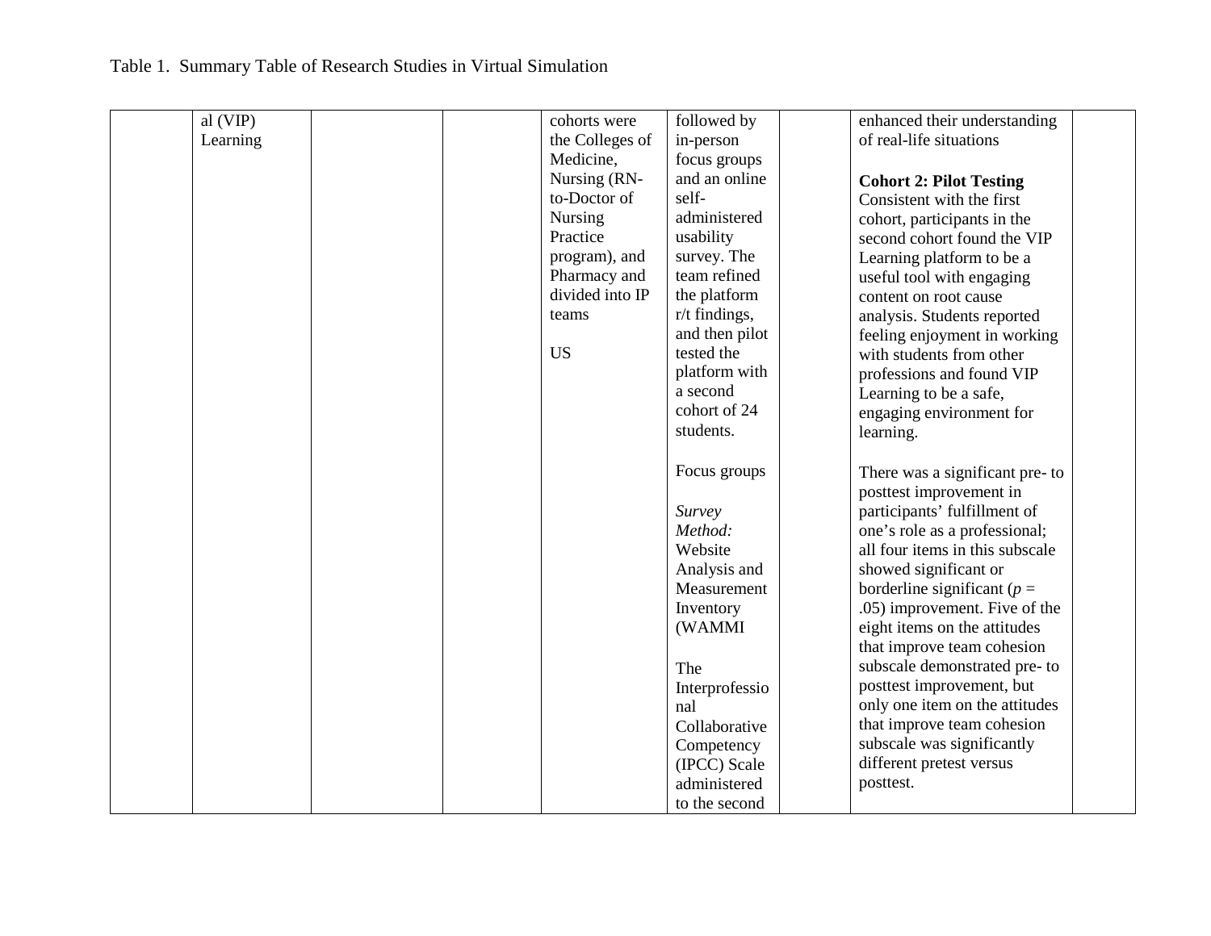Table 1. Summary Table of Research Studies in Virtual Simulation

| | | | | | | | | |
|---|---|---|---|---|---|---|---|---|
| | al (VIP) Learning | | | cohorts were the Colleges of Medicine, Nursing (RN-to-Doctor of Nursing Practice program), and Pharmacy and divided into IP teams<br><br>US | followed by in-person focus groups and an online self-administered usability survey. The team refined the platform r/t findings, and then pilot tested the platform with a second cohort of 24 students.<br><br>Focus groups<br><br>*Survey Method:* Website Analysis and Measurement Inventory (WAMMI<br><br>The Interprofessional Collaborative Competency (IPCC) Scale administered to the second | | enhanced their understanding of real-life situations<br><br>**Cohort 2: Pilot Testing**<br>Consistent with the first cohort, participants in the second cohort found the VIP Learning platform to be a useful tool with engaging content on root cause analysis. Students reported feeling enjoyment in working with students from other professions and found VIP Learning to be a safe, engaging environment for learning.<br><br>There was a significant pre- to posttest improvement in participants' fulfillment of one's role as a professional; all four items in this subscale showed significant or borderline significant ($p$ = .05) improvement. Five of the eight items on the attitudes that improve team cohesion subscale demonstrated pre- to posttest improvement, but only one item on the attitudes that improve team cohesion subscale was significantly different pretest versus posttest. | |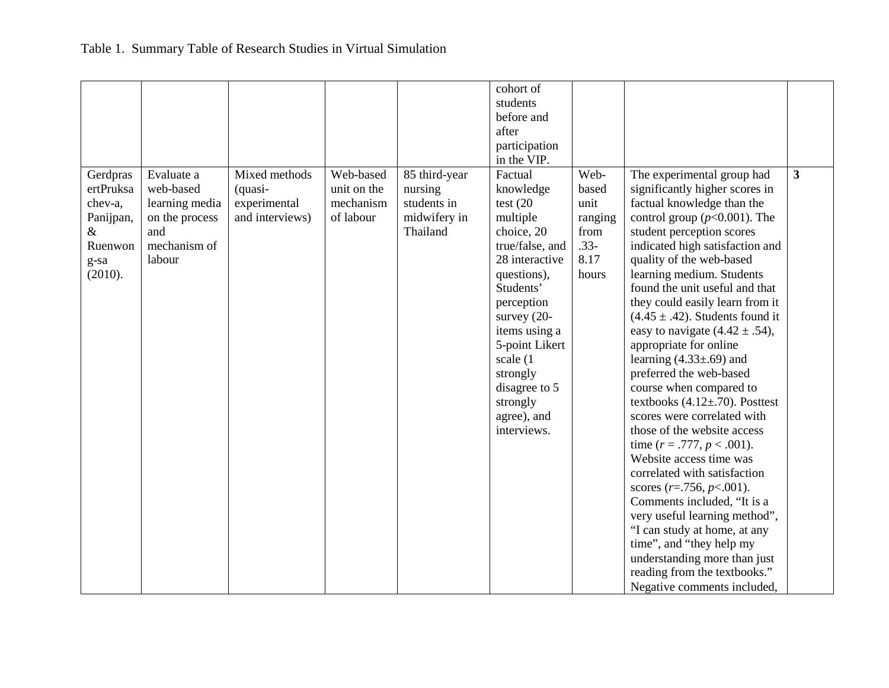Table 1. Summary Table of Research Studies in Virtual Simulation

| | | | | | | | | |
|---|---|---|---|---|---|---|---|---|
| | | | | | cohort of students before and after participation in the VIP. | | | |
| GerdprasertPruksachev-a, Panijpan, & Ruenwong-sa (2010). | Evaluate a web-based learning media on the process and mechanism of labour | Mixed methods (quasi-experimental and interviews) | Web-based unit on the mechanism of labour | 85 third-year nursing students in midwifery in Thailand | Factual knowledge test (20 multiple choice, 20 true/false, and 28 interactive questions), Students' perception survey (20-items using a 5-point Likert scale (1 strongly disagree to 5 strongly agree), and interviews. | Web-based unit ranging from .33-8.17 hours | The experimental group had significantly higher scores in factual knowledge than the control group ($p$<0.001). The student perception scores indicated high satisfaction and quality of the web-based learning medium. Students found the unit useful and that they could easily learn from it (4.45 ± .42). Students found it easy to navigate (4.42 ± .54), appropriate for online learning (4.33±.69) and preferred the web-based course when compared to textbooks (4.12±.70). Posttest scores were correlated with those of the website access time ($r$ = .777, $p$ < .001). Website access time was correlated with satisfaction scores ($r$=.756, $p$<.001). Comments included, "It is a very useful learning method", "I can study at home, at any time", and "they help my understanding more than just reading from the textbooks." Negative comments included, | **3** |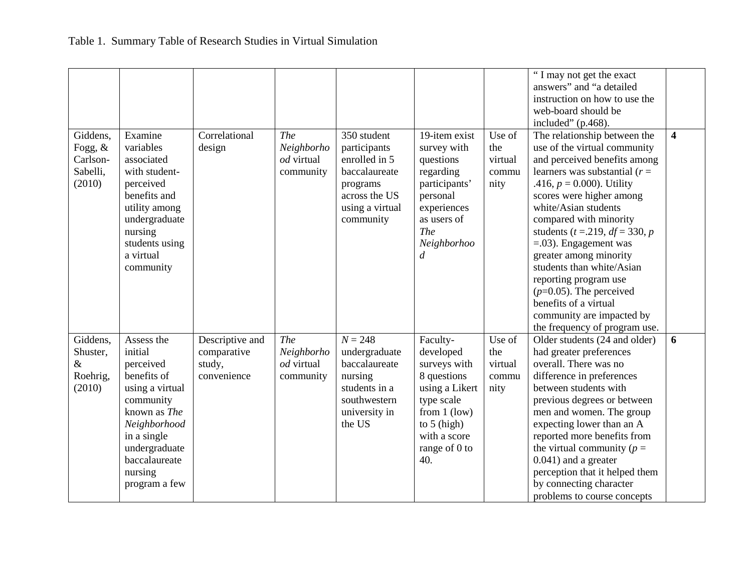Table 1. Summary Table of Research Studies in Virtual Simulation

| | | | | | | | | |
|---|---|---|---|---|---|---|---|---|
| | | | | | | | " I may not get the exact answers" and "a detailed instruction on how to use the web-board should be included" (p.468). | |
| Giddens, Fogg, & Carlson-Sabelli, (2010) | Examine variables associated with student-perceived benefits and utility among undergraduate nursing students using a virtual community | Correlational design | *The Neighborhood* virtual community | 350 student participants enrolled in 5 baccalaureate programs across the US using a virtual community | 19-item exist survey with questions regarding participants' personal experiences as users of *The Neighborhood* | Use of the virtual community | The relationship between the use of the virtual community and perceived benefits among learners was substantial ($r$ = .416, $p$ = 0.000). Utility scores were higher among white/Asian students compared with minority students ($t$ =.219, $df$ = 330, $p$ =.03). Engagement was greater among minority students than white/Asian reporting program use ($p$=0.05). The perceived benefits of a virtual community are impacted by the frequency of program use. | **4** |
| Giddens, Shuster, & Roehrig, (2010) | Assess the initial perceived benefits of using a virtual community known as *The Neighborhood* in a single undergraduate baccalaureate nursing program a few | Descriptive and comparative study, convenience | *The Neighborhood* virtual community | $N$ = 248 undergraduate baccalaureate nursing students in a southwestern university in the US | Faculty-developed surveys with 8 questions using a Likert type scale from 1 (low) to 5 (high) with a score range of 0 to 40. | Use of the virtual community | Older students (24 and older) had greater preferences overall. There was no difference in preferences between students with previous degrees or between men and women. The group expecting lower than an A reported more benefits from the virtual community ($p$ = 0.041) and a greater perception that it helped them by connecting character problems to course concepts | **6** |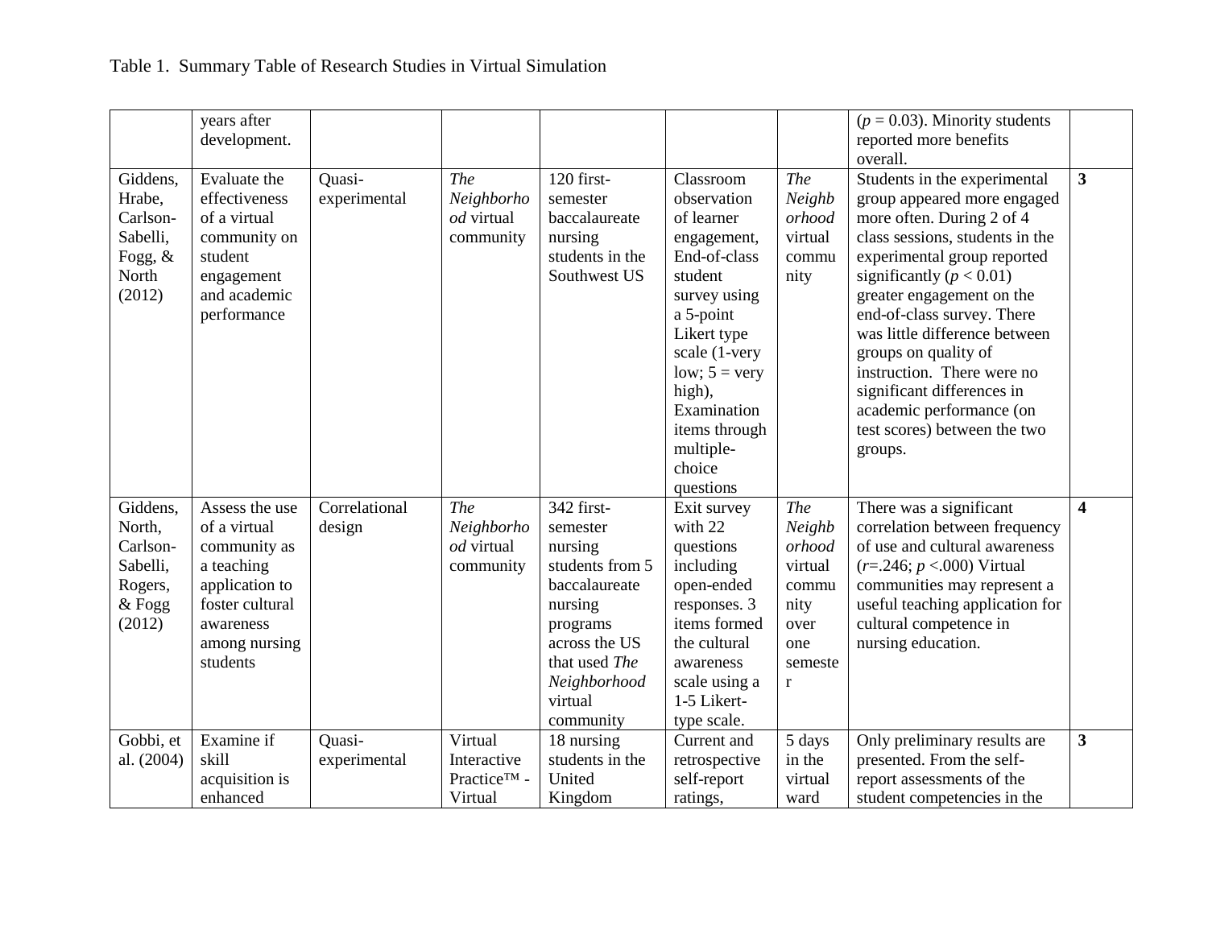Table 1. Summary Table of Research Studies in Virtual Simulation

| | | | | | | | | |
|---|---|---|---|---|---|---|---|---|
| | years after development. | | | | | | ($p = 0.03$). Minority students reported more benefits overall. | |
| Giddens, Hrabe, Carlson-Sabelli, Fogg, & North (2012) | Evaluate the effectiveness of a virtual community on student engagement and academic performance | Quasi-experimental | *The Neighborhood* virtual community | 120 first-semester baccalaureate nursing students in the Southwest US | Classroom observation of learner engagement, End-of-class student survey using a 5-point Likert type scale (1-very low; 5 = very high), Examination items through multiple-choice questions | *The Neighborhood* virtual community | Students in the experimental group appeared more engaged more often. During 2 of 4 class sessions, students in the experimental group reported significantly ($p < 0.01$) greater engagement on the end-of-class survey. There was little difference between groups on quality of instruction. There were no significant differences in academic performance (on test scores) between the two groups. | **3** |
| Giddens, North, Carlson-Sabelli, Rogers, & Fogg (2012) | Assess the use of a virtual community as a teaching application to foster cultural awareness among nursing students | Correlational design | *The Neighborhood* virtual community | 342 first-semester nursing students from 5 baccalaureate nursing programs across the US that used *The Neighborhood* virtual community | Exit survey with 22 questions including open-ended responses. 3 items formed the cultural awareness scale using a 1-5 Likert-type scale. | *The Neighborhood* virtual community over one semester | There was a significant correlation between frequency of use and cultural awareness ($r$=.246; $p$ <.000) Virtual communities may represent a useful teaching application for cultural competence in nursing education. | **4** |
| Gobbi, et al. (2004) | Examine if skill acquisition is enhanced | Quasi-experimental | Virtual Interactive Practice™ - Virtual | 18 nursing students in the United Kingdom | Current and retrospective self-report ratings, | 5 days in the virtual ward | Only preliminary results are presented. From the self-report assessments of the student competencies in the | **3** |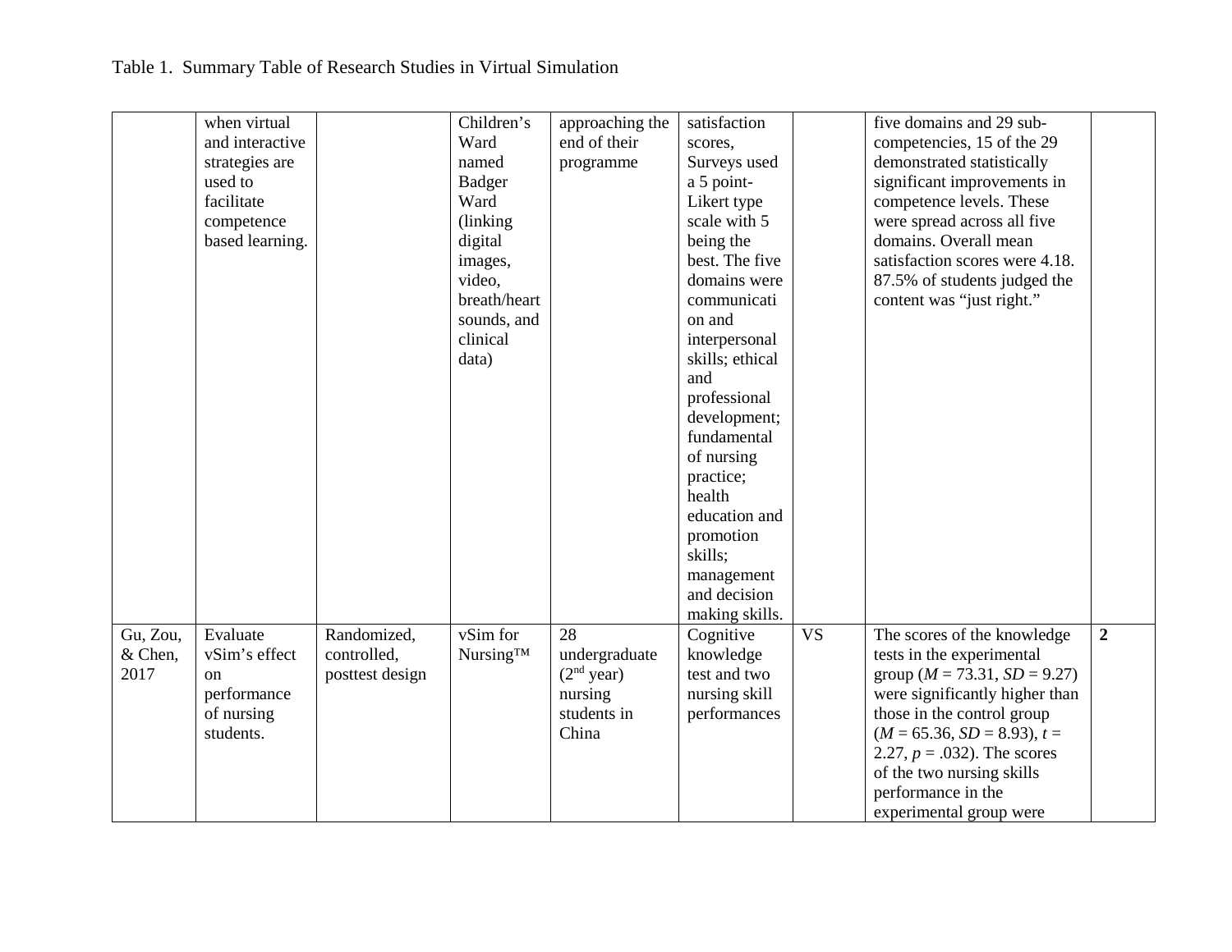Table 1. Summary Table of Research Studies in Virtual Simulation

| | | | | | | | | |
|---|---|---|---|---|---|---|---|---|
| | when virtual and interactive strategies are used to facilitate competence based learning. | | Children's Ward named Badger Ward (linking digital images, video, breath/heart sounds, and clinical data) | approaching the end of their programme | satisfaction scores, Surveys used a 5 point-Likert type scale with 5 being the best. The five domains were communication and interpersonal skills; ethical and professional development; fundamental of nursing practice; health education and promotion skills; management and decision making skills. | | five domains and 29 sub-competencies, 15 of the 29 demonstrated statistically significant improvements in competence levels. These were spread across all five domains. Overall mean satisfaction scores were 4.18. 87.5% of students judged the content was "just right." | |
| Gu, Zou, & Chen, 2017 | Evaluate vSim's effect on performance of nursing students. | Randomized, controlled, posttest design | vSim for Nursing™ | 28 undergraduate (2nd year) nursing students in China | Cognitive knowledge test and two nursing skill performances | VS | The scores of the knowledge tests in the experimental group (*M* = 73.31, *SD* = 9.27) were significantly higher than those in the control group (*M* = 65.36, *SD* = 8.93), *t* = 2.27, *p* = .032). The scores of the two nursing skills performance in the experimental group were | **2** |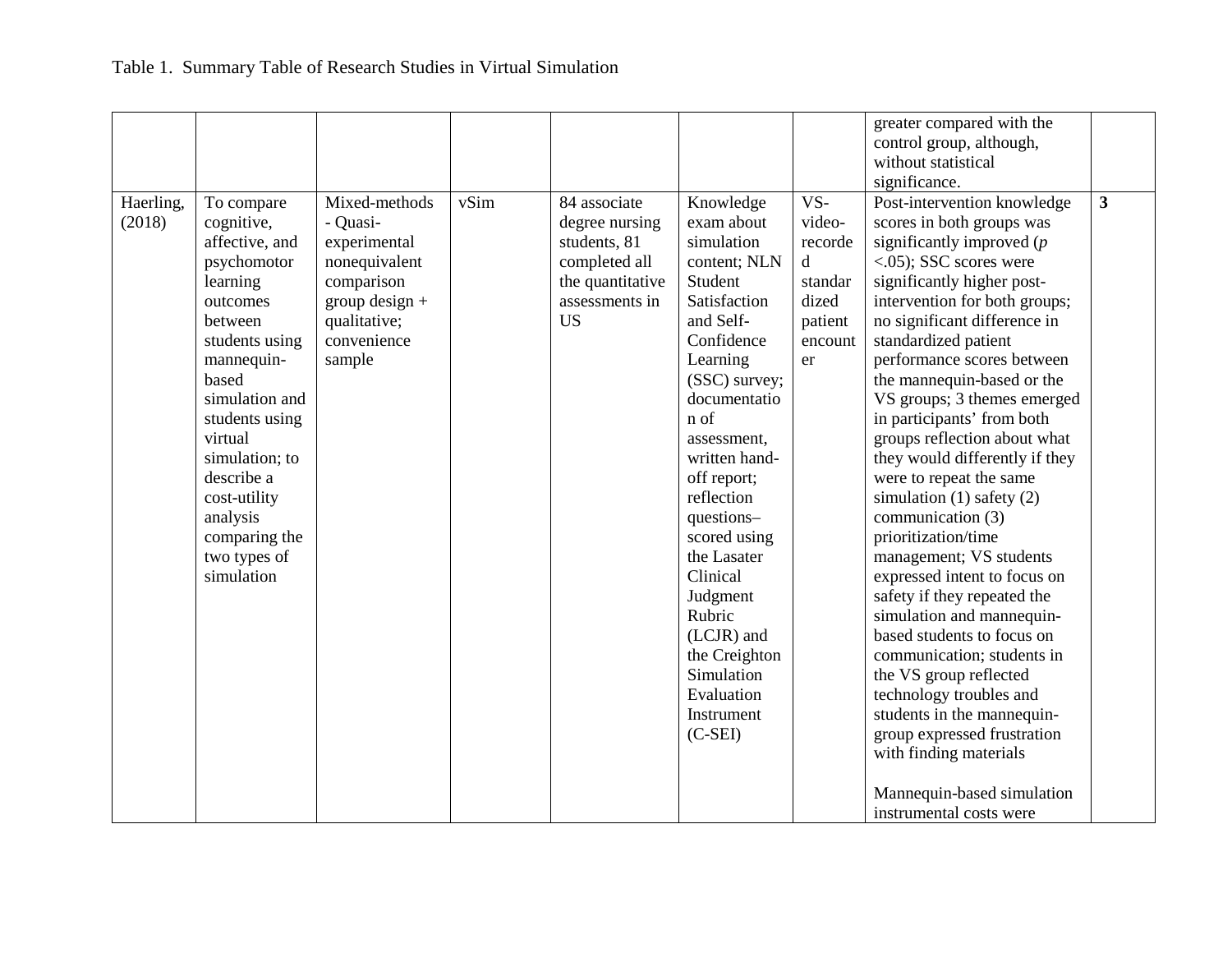Table 1. Summary Table of Research Studies in Virtual Simulation

| | | | | | | | | |
|---|---|---|---|---|---|---|---|---|
| | | | | | | | greater compared with the control group, although, without statistical significance. | |
| Haerling, (2018) | To compare cognitive, affective, and psychomotor learning outcomes between students using mannequin-based simulation and students using virtual simulation; to describe a cost-utility analysis comparing the two types of simulation | Mixed-methods - Quasi-experimental nonequivalent comparison group design + qualitative; convenience sample | vSim | 84 associate degree nursing students, 81 completed all the quantitative assessments in US | Knowledge exam about simulation content; NLN Student Satisfaction and Self-Confidence Learning (SSC) survey; documentation of assessment, written hand-off report; reflection questions– scored using the Lasater Clinical Judgment Rubric (LCJR) and the Creighton Simulation Evaluation Instrument (C-SEI) | VS-video-recorded standardized patient encounter | Post-intervention knowledge scores in both groups was significantly improved ($p < .05$); SSC scores were significantly higher post-intervention for both groups; no significant difference in standardized patient performance scores between the mannequin-based or the VS groups; 3 themes emerged in participants' from both groups reflection about what they would differently if they were to repeat the same simulation (1) safety (2) communication (3) prioritization/time management; VS students expressed intent to focus on safety if they repeated the simulation and mannequin-based students to focus on communication; students in the VS group reflected technology troubles and students in the mannequin-group expressed frustration with finding materials<br><br>Mannequin-based simulation instrumental costs were | **3** |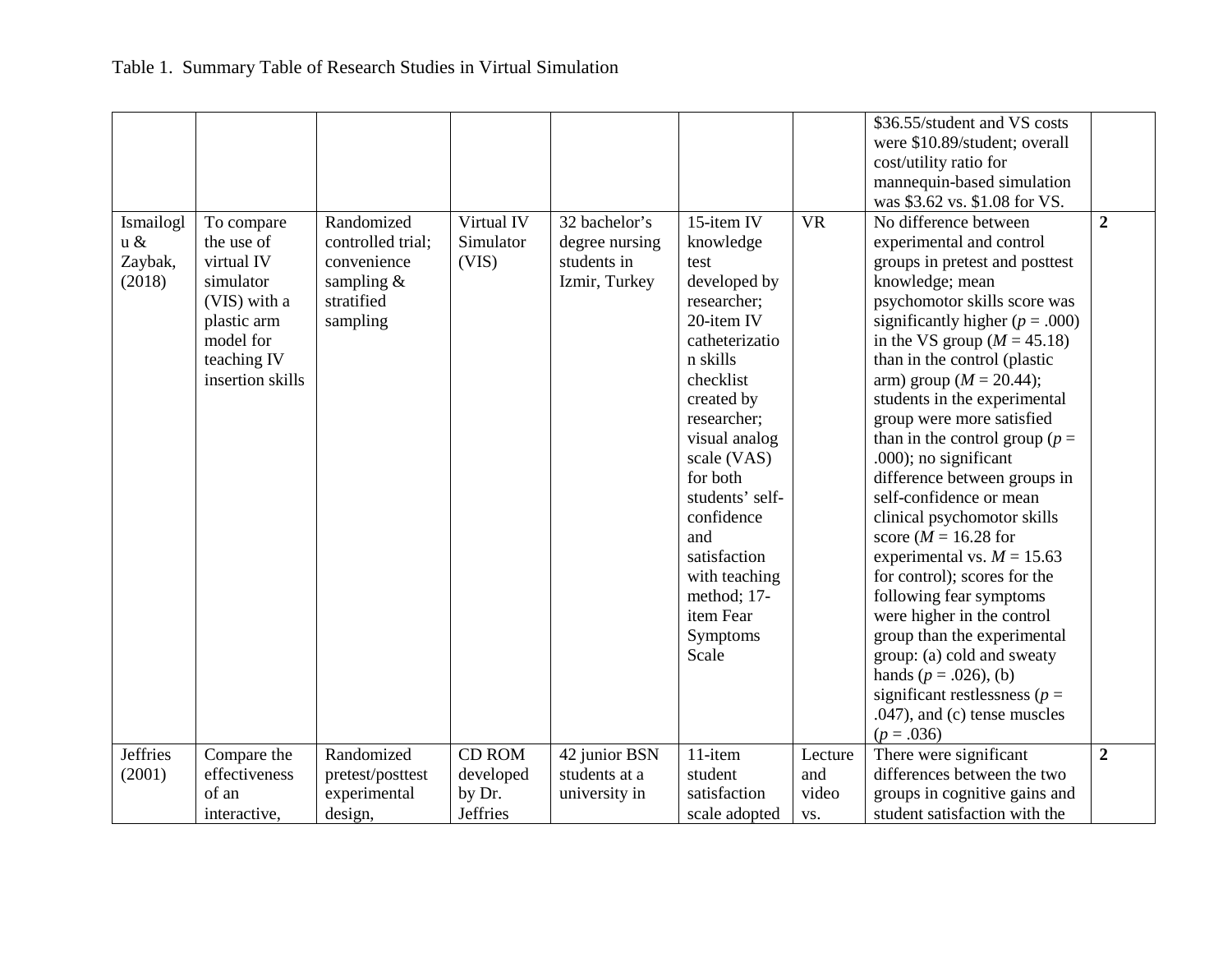Table 1. Summary Table of Research Studies in Virtual Simulation

| | | | | | | | | |
|---|---|---|---|---|---|---|---|---|
| | | | | | | | \$36.55/student and VS costs were \$10.89/student; overall cost/utility ratio for mannequin-based simulation was \$3.62 vs. \$1.08 for VS. | |
| Ismailoglu & Zaybak, (2018) | To compare the use of virtual IV simulator (VIS) with a plastic arm model for teaching IV insertion skills | Randomized controlled trial; convenience sampling & stratified sampling | Virtual IV Simulator (VIS) | 32 bachelor's degree nursing students in Izmir, Turkey | 15-item IV knowledge test developed by researcher; 20-item IV catheterization skills checklist created by researcher; visual analog scale (VAS) for both students' self-confidence and satisfaction with teaching method; 17-item Fear Symptoms Scale | VR | No difference between experimental and control groups in pretest and posttest knowledge; mean psychomotor skills score was significantly higher ($p$ = .000) in the VS group ($M$ = 45.18) than in the control (plastic arm) group ($M$ = 20.44); students in the experimental group were more satisfied than in the control group ($p$ = .000); no significant difference between groups in self-confidence or mean clinical psychomotor skills score ($M$ = 16.28 for experimental vs. $M$ = 15.63 for control); scores for the following fear symptoms were higher in the control group than the experimental group: (a) cold and sweaty hands ($p$ = .026), (b) significant restlessness ($p$ = .047), and (c) tense muscles ($p$ = .036) | **2** |
| Jeffries (2001) | Compare the effectiveness of an interactive, | Randomized pretest/posttest experimental design, | CD ROM developed by Dr. Jeffries | 42 junior BSN students at a university in | 11-item student satisfaction scale adopted | Lecture and video vs. | There were significant differences between the two groups in cognitive gains and student satisfaction with the | **2** |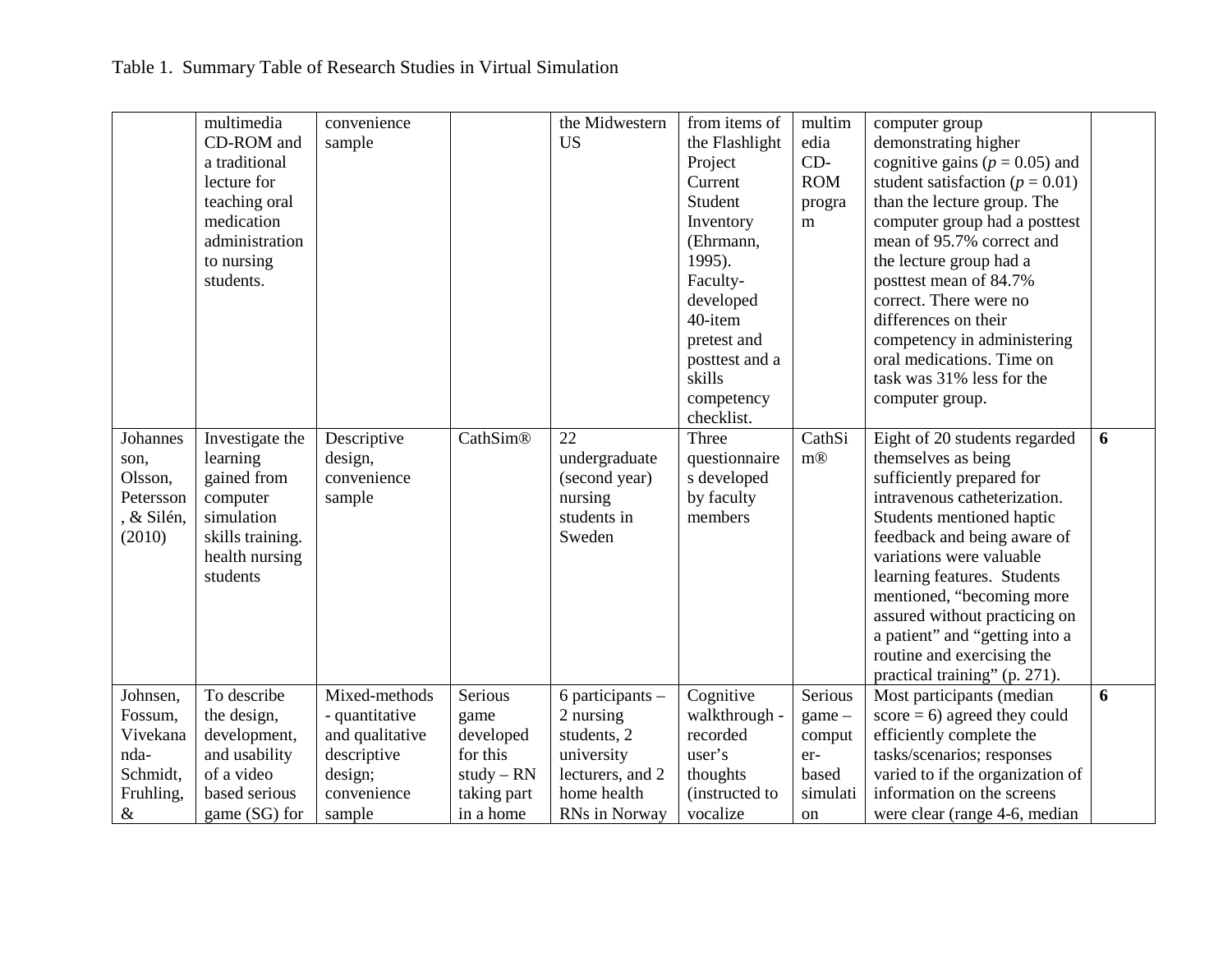Table 1. Summary Table of Research Studies in Virtual Simulation

| | | | | | | | | |
|---|---|---|---|---|---|---|---|---|
| | multimedia CD-ROM and a traditional lecture for teaching oral medication administration to nursing students. | convenience sample | | the Midwestern US | from items of the Flashlight Project Current Student Inventory (Ehrmann, 1995). Faculty-developed 40-item pretest and posttest and a skills competency checklist. | multimedia CD-ROM program | computer group demonstrating higher cognitive gains ($p = 0.05$) and student satisfaction ($p = 0.01$) than the lecture group. The computer group had a posttest mean of 95.7% correct and the lecture group had a posttest mean of 84.7% correct. There were no differences on their competency in administering oral medications. Time on task was 31% less for the computer group. | |
| Johannesson, Olsson, Petersson, & Silén, (2010) | Investigate the learning gained from computer simulation skills training. health nursing students | Descriptive design, convenience sample | CathSim® | 22 undergraduate (second year) nursing students in Sweden | Three questionnaires developed by faculty members | CathSim® | Eight of 20 students regarded themselves as being sufficiently prepared for intravenous catheterization. Students mentioned haptic feedback and being aware of variations were valuable learning features. Students mentioned, "becoming more assured without practicing on a patient" and "getting into a routine and exercising the practical training" (p. 271). | **6** |
| Johnsen, Fossum, Vivekananda-Schmidt, Fruhling, & | To describe the design, development, and usability of a video based serious game (SG) for | Mixed-methods - quantitative and qualitative descriptive design; convenience sample | Serious game developed for this study – RN taking part in a home | 6 participants – 2 nursing students, 2 university lecturers, and 2 home health RNs in Norway | Cognitive walkthrough - recorded user's thoughts (instructed to vocalize | Serious game – computer-based simulation | Most participants (median score = 6) agreed they could efficiently complete the tasks/scenarios; responses varied to if the organization of information on the screens were clear (range 4-6, median | **6** |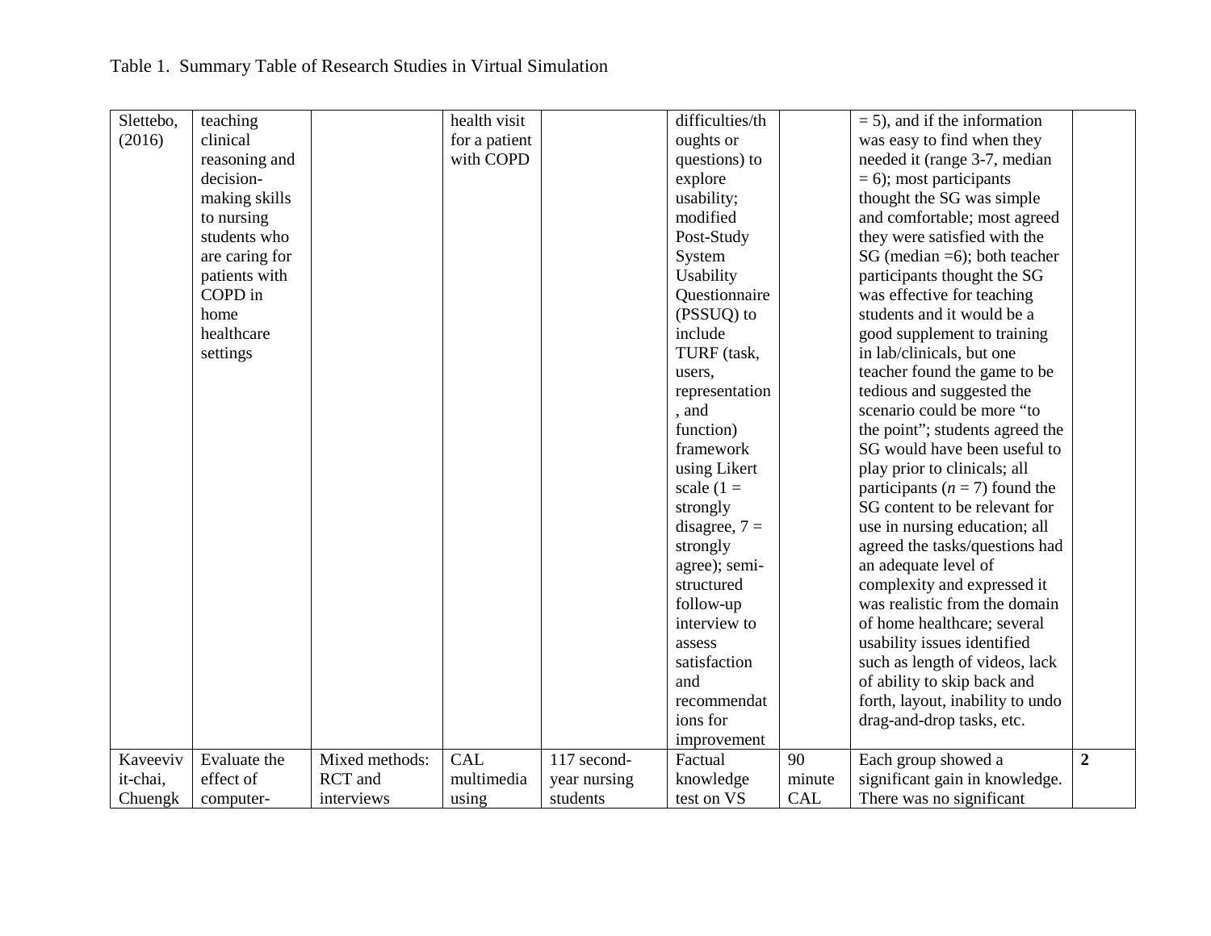Table 1. Summary Table of Research Studies in Virtual Simulation

| | | | | | | | | |
|---|---|---|---|---|---|---|---|---|
| Slettebo, (2016) | teaching clinical reasoning and decision-making skills to nursing students who are caring for patients with COPD in home healthcare settings | | health visit for a patient with COPD | | difficulties/thoughts or questions) to explore usability; modified Post-Study System Usability Questionnaire (PSSUQ) to include TURF (task, users, representation, and function) framework using Likert scale (1 = strongly disagree, 7 = strongly agree); semi-structured follow-up interview to assess satisfaction and recommendations for improvement | | = 5), and if the information was easy to find when they needed it (range 3-7, median = 6); most participants thought the SG was simple and comfortable; most agreed they were satisfied with the SG (median =6); both teacher participants thought the SG was effective for teaching students and it would be a good supplement to training in lab/clinicals, but one teacher found the game to be tedious and suggested the scenario could be more "to the point"; students agreed the SG would have been useful to play prior to clinicals; all participants (*n* = 7) found the SG content to be relevant for use in nursing education; all agreed the tasks/questions had an adequate level of complexity and expressed it was realistic from the domain of home healthcare; several usability issues identified such as length of videos, lack of ability to skip back and forth, layout, inability to undo drag-and-drop tasks, etc. | |
| Kaveevivit-chai, Chuengk | Evaluate the effect of computer- | Mixed methods: RCT and interviews | CAL multimedia using | 117 second-year nursing students | Factual knowledge test on VS | 90 minute CAL | Each group showed a significant gain in knowledge. There was no significant | **2** |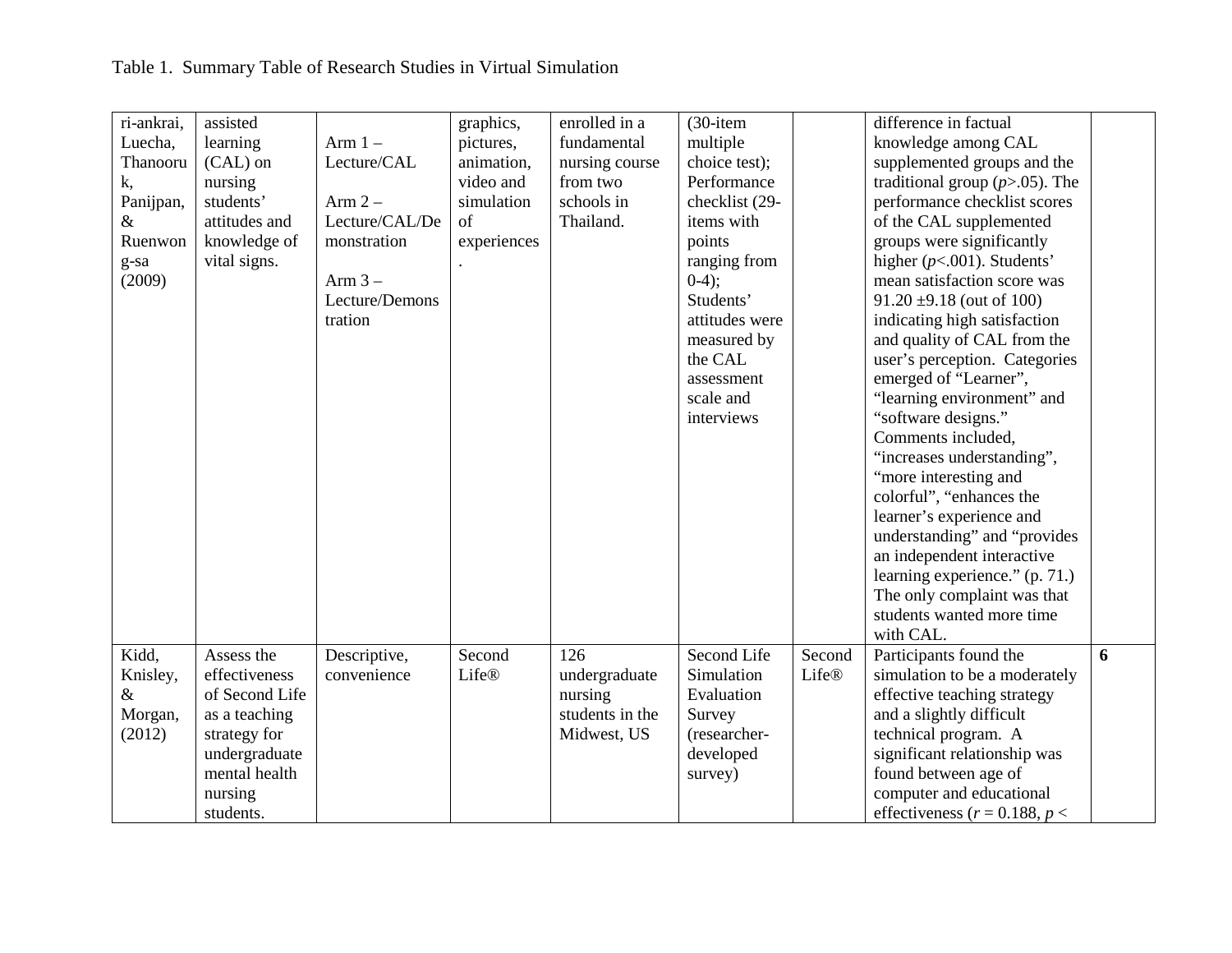Table 1. Summary Table of Research Studies in Virtual Simulation

| | | | | | | | | |
|---|---|---|---|---|---|---|---|---|
| ri-ankrai, Luecha, Thanooruk, Panijpan, & Ruenwong-sa (2009) | assisted learning (CAL) on nursing students' attitudes and knowledge of vital signs. | Arm 1 – Lecture/CAL<br><br>Arm 2 – Lecture/CAL/Demonstration<br><br>Arm 3 – Lecture/Demonstration | graphics, pictures, animation, video and simulation of experiences. | enrolled in a fundamental nursing course from two schools in Thailand. | (30-item multiple choice test); Performance checklist (29-items with points ranging from 0-4); Students' attitudes were measured by the CAL assessment scale and interviews | | difference in factual knowledge among CAL supplemented groups and the traditional group (*p*>.05). The performance checklist scores of the CAL supplemented groups were significantly higher (*p*<.001). Students' mean satisfaction score was 91.20 ±9.18 (out of 100) indicating high satisfaction and quality of CAL from the user's perception. Categories emerged of "Learner", "learning environment" and "software designs." Comments included, "increases understanding", "more interesting and colorful", "enhances the learner's experience and understanding" and "provides an independent interactive learning experience." (p. 71.) The only complaint was that students wanted more time with CAL. | |
| Kidd, Knisley, & Morgan, (2012) | Assess the effectiveness of Second Life as a teaching strategy for undergraduate mental health nursing students. | Descriptive, convenience | Second Life® | 126 undergraduate nursing students in the Midwest, US | Second Life Simulation Evaluation Survey (researcher-developed survey) | Second Life® | Participants found the simulation to be a moderately effective teaching strategy and a slightly difficult technical program. A significant relationship was found between age of computer and educational effectiveness ($r$ = 0.188, $p$ < | **6** |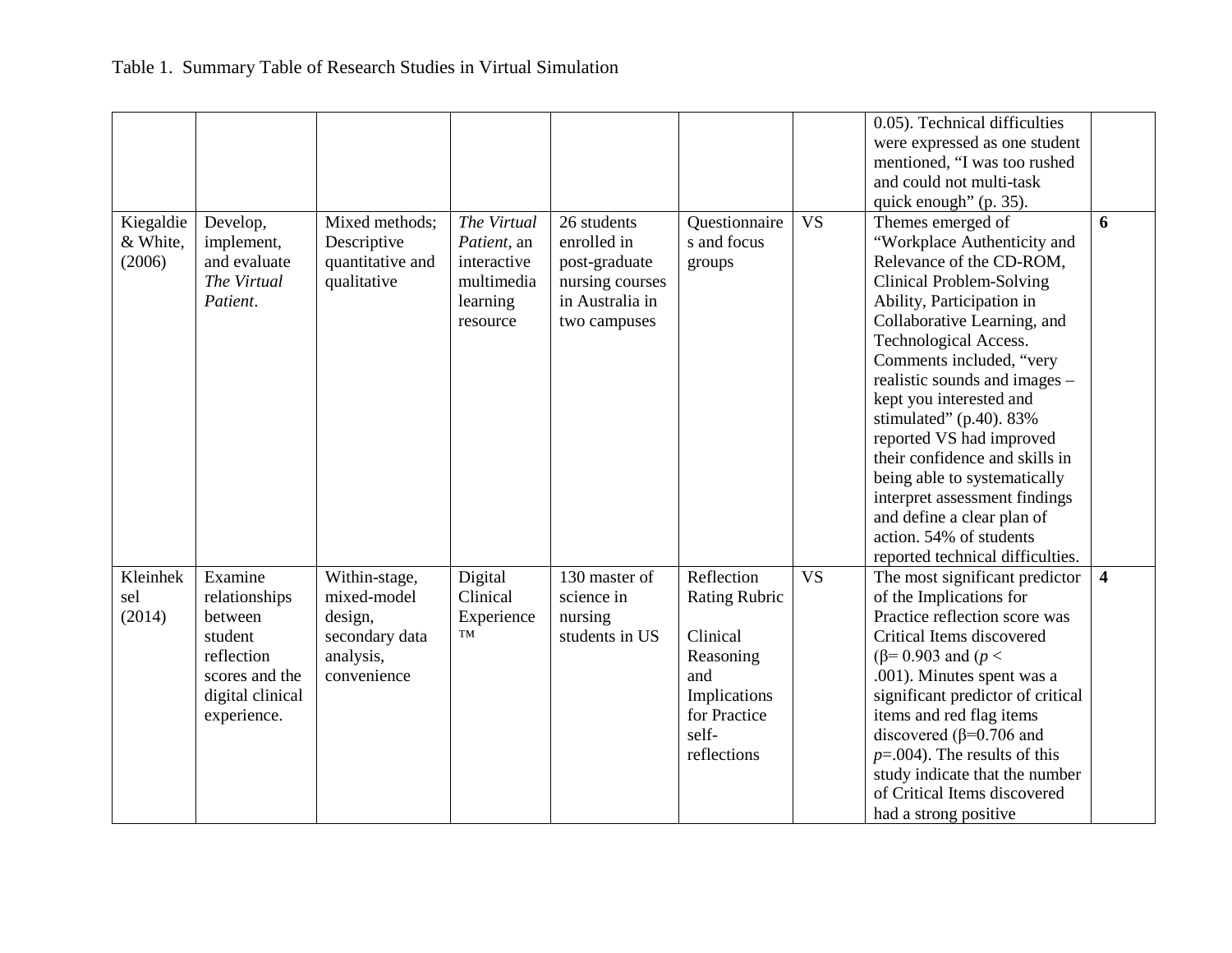Table 1. Summary Table of Research Studies in Virtual Simulation

| | | | | | | | | |
|---|---|---|---|---|---|---|---|---|
| | | | | | | | 0.05). Technical difficulties were expressed as one student mentioned, "I was too rushed and could not multi-task quick enough" (p. 35). | |
| Kiegaldie & White, (2006) | Develop, implement, and evaluate *The Virtual Patient*. | Mixed methods; Descriptive quantitative and qualitative | *The Virtual Patient*, an interactive multimedia learning resource | 26 students enrolled in post-graduate nursing courses in Australia in two campuses | Questionnaires and focus groups | VS | Themes emerged of "Workplace Authenticity and Relevance of the CD-ROM, Clinical Problem-Solving Ability, Participation in Collaborative Learning, and Technological Access. Comments included, "very realistic sounds and images – kept you interested and stimulated" (p.40). 83% reported VS had improved their confidence and skills in being able to systematically interpret assessment findings and define a clear plan of action. 54% of students reported technical difficulties. | **6** |
| Kleinheksel (2014) | Examine relationships between student reflection scores and the digital clinical experience. | Within-stage, mixed-model design, secondary data analysis, convenience | Digital Clinical Experience ™ | 130 master of science in nursing students in US | Reflection Rating Rubric<br><br>Clinical Reasoning and Implications for Practice self-reflections | VS | The most significant predictor of the Implications for Practice reflection score was Critical Items discovered ($\beta$= 0.903 and ($p <$ .001). Minutes spent was a significant predictor of critical items and red flag items discovered ($\beta$=0.706 and $p$=.004). The results of this study indicate that the number of Critical Items discovered had a strong positive | **4** |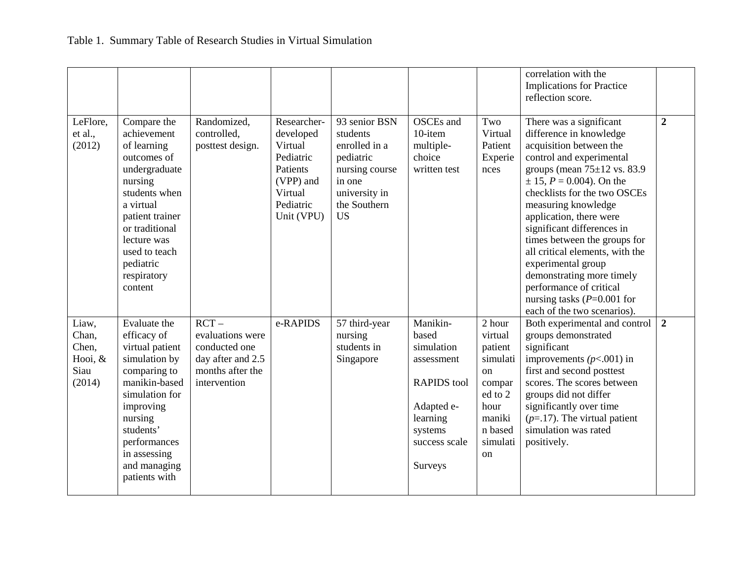Table 1. Summary Table of Research Studies in Virtual Simulation

| | | | | | | | | |
|---|---|---|---|---|---|---|---|---|
| | | | | | | | correlation with the Implications for Practice reflection score. | |
| LeFlore, et al., (2012) | Compare the achievement of learning outcomes of undergraduate nursing students when a virtual patient trainer or traditional lecture was used to teach pediatric respiratory content | Randomized, controlled, posttest design. | Researcher-developed Virtual Pediatric Patients (VPP) and Virtual Pediatric Unit (VPU) | 93 senior BSN students enrolled in a pediatric nursing course in one university in the Southern US | OSCEs and 10-item multiple-choice written test | Two Virtual Patient Experiences | There was a significant difference in knowledge acquisition between the control and experimental groups (mean 75±12 vs. 83.9 ± 15, *P* = 0.004). On the checklists for the two OSCEs measuring knowledge application, there were significant differences in times between the groups for all critical elements, with the experimental group demonstrating more timely performance of critical nursing tasks (*P*=0.001 for each of the two scenarios). | **2** |
| Liaw, Chan, Chen, Hooi, & Siau (2014) | Evaluate the efficacy of virtual patient simulation by comparing to manikin-based simulation for improving nursing students' performances in assessing and managing patients with | RCT – evaluations were conducted one day after and 2.5 months after the intervention | e-RAPIDS | 57 third-year nursing students in Singapore | Manikin-based simulation assessment<br><br>RAPIDS tool<br><br>Adapted e-learning systems success scale<br><br>Surveys | 2 hour virtual patient simulation compared to 2 hour manikin based simulation | Both experimental and control groups demonstrated significant improvements (*p*<.001) in first and second posttest scores. The scores between groups did not differ significantly over time (*p*=.17). The virtual patient simulation was rated positively. | **2** |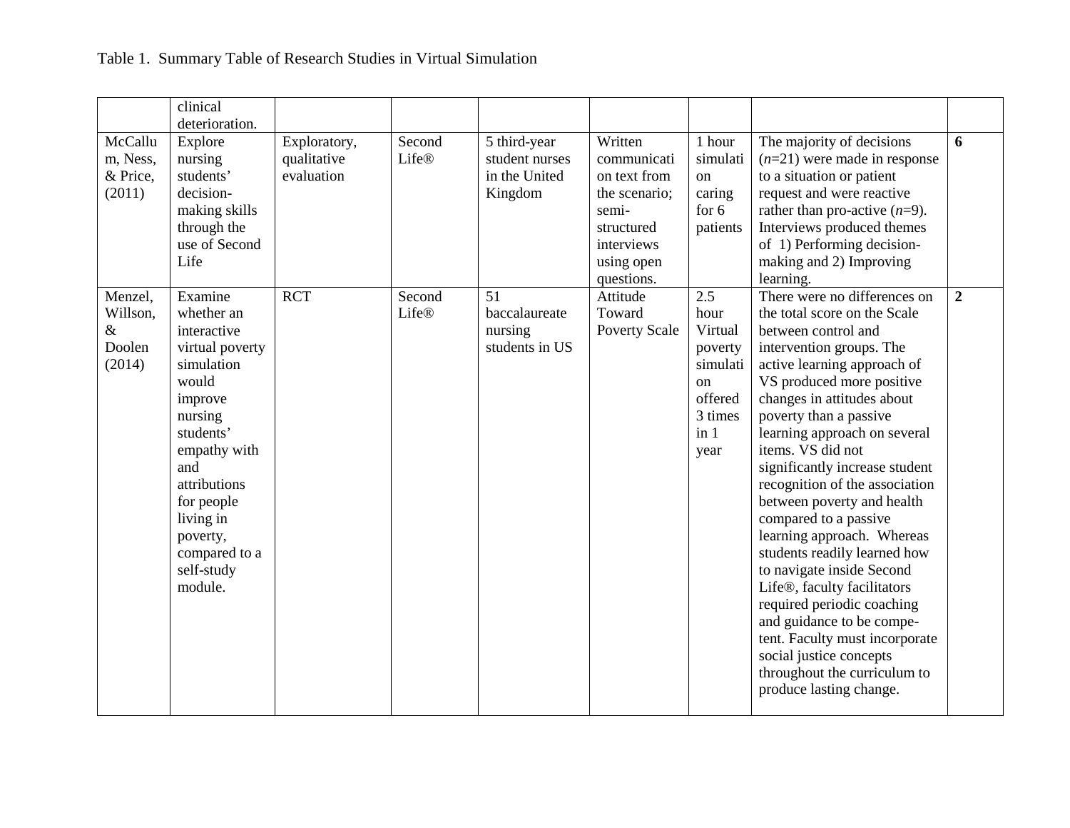Table 1. Summary Table of Research Studies in Virtual Simulation

| | | | | | | | | |
|---|---|---|---|---|---|---|---|---|
| | clinical deterioration. | | | | | | | |
| McCallum, Ness, & Price, (2011) | Explore nursing students' decision-making skills through the use of Second Life | Exploratory, qualitative evaluation | Second Life® | 5 third-year student nurses in the United Kingdom | Written communication text from the scenario; semi-structured interviews using open questions. | 1 hour simulation caring for 6 patients | The majority of decisions (*n*=21) were made in response to a situation or patient request and were reactive rather than pro-active (*n*=9). Interviews produced themes of 1) Performing decision-making and 2) Improving learning. | **6** |
| Menzel, Willson, & Doolen (2014) | Examine whether an interactive virtual poverty simulation would improve nursing students' empathy with and attributions for people living in poverty, compared to a self-study module. | RCT | Second Life® | 51 baccalaureate nursing students in US | Attitude Toward Poverty Scale | 2.5 hour Virtual poverty simulation offered 3 times in 1 year | There were no differences on the total score on the Scale between control and intervention groups. The active learning approach of VS produced more positive changes in attitudes about poverty than a passive learning approach on several items. VS did not significantly increase student recognition of the association between poverty and health compared to a passive learning approach. Whereas students readily learned how to navigate inside Second Life®, faculty facilitators required periodic coaching and guidance to be competent. Faculty must incorporate social justice concepts throughout the curriculum to produce lasting change. | **2** |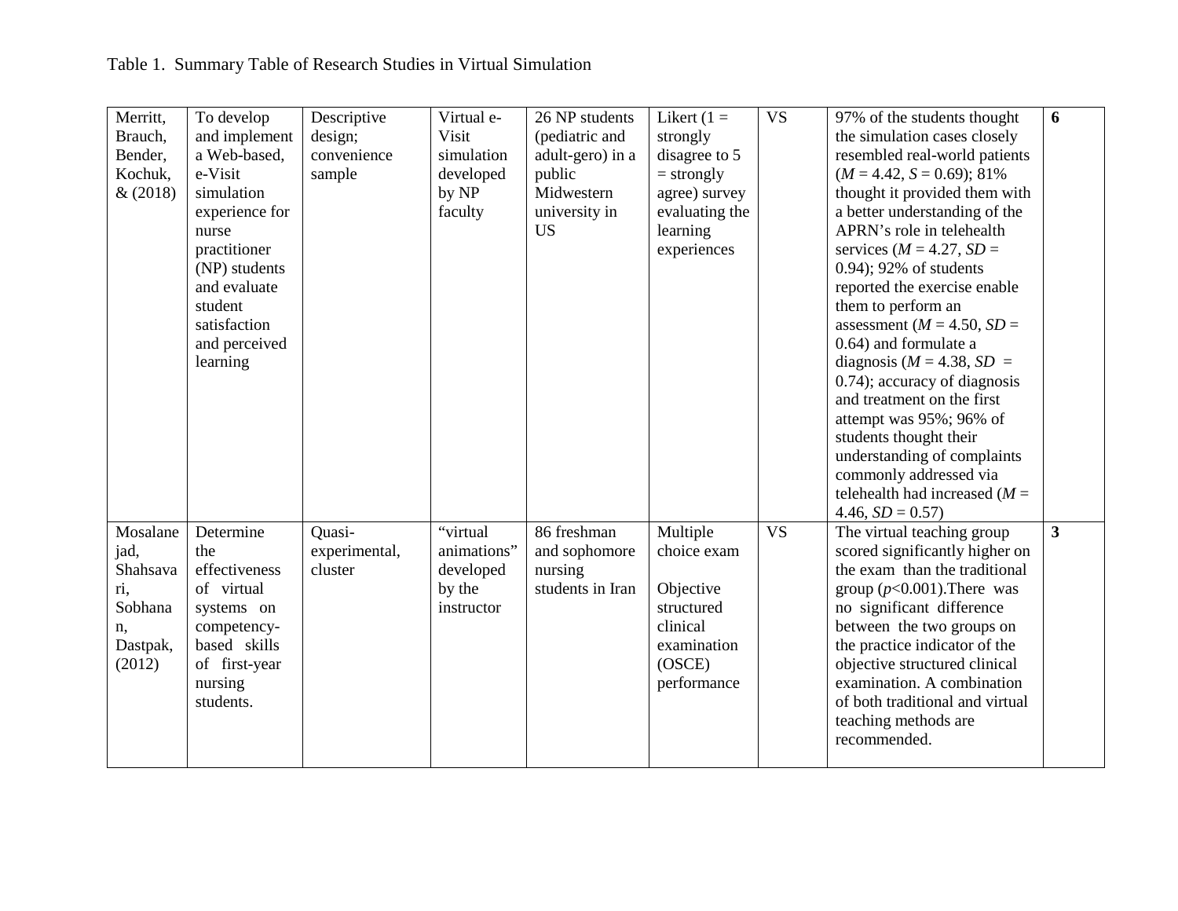Table 1. Summary Table of Research Studies in Virtual Simulation

| | | | | | | | | |
|---|---|---|---|---|---|---|---|---|
| Merritt, Brauch, Bender, Kochuk, & (2018) | To develop and implement a Web-based, e-Visit simulation experience for nurse practitioner (NP) students and evaluate student satisfaction and perceived learning | Descriptive design; convenience sample | Virtual e-Visit simulation developed by NP faculty | 26 NP students (pediatric and adult-gero) in a public Midwestern university in US | Likert (1 = strongly disagree to 5 = strongly agree) survey evaluating the learning experiences | VS | 97% of the students thought the simulation cases closely resembled real-world patients (*M* = 4.42, *S* = 0.69); 81% thought it provided them with a better understanding of the APRN's role in telehealth services (*M* = 4.27, *SD* = 0.94); 92% of students reported the exercise enable them to perform an assessment (*M* = 4.50, *SD* = 0.64) and formulate a diagnosis (*M* = 4.38, *SD* = 0.74); accuracy of diagnosis and treatment on the first attempt was 95%; 96% of students thought their understanding of complaints commonly addressed via telehealth had increased (*M* = 4.46, *SD* = 0.57) | **6** |
| Mosalanejad, Shahsavari, Sobhanan, Dastpak, (2012) | Determine the effectiveness of virtual systems on competency-based skills of first-year nursing students. | Quasi-experimental, cluster | "virtual animations" developed by the instructor | 86 freshman and sophomore nursing students in Iran | Multiple choice exam<br><br>Objective structured clinical examination (OSCE) performance | VS | The virtual teaching group scored significantly higher on the exam than the traditional group ($p<0.001$). There was no significant difference between the two groups on the practice indicator of the objective structured clinical examination. A combination of both traditional and virtual teaching methods are recommended. | **3** |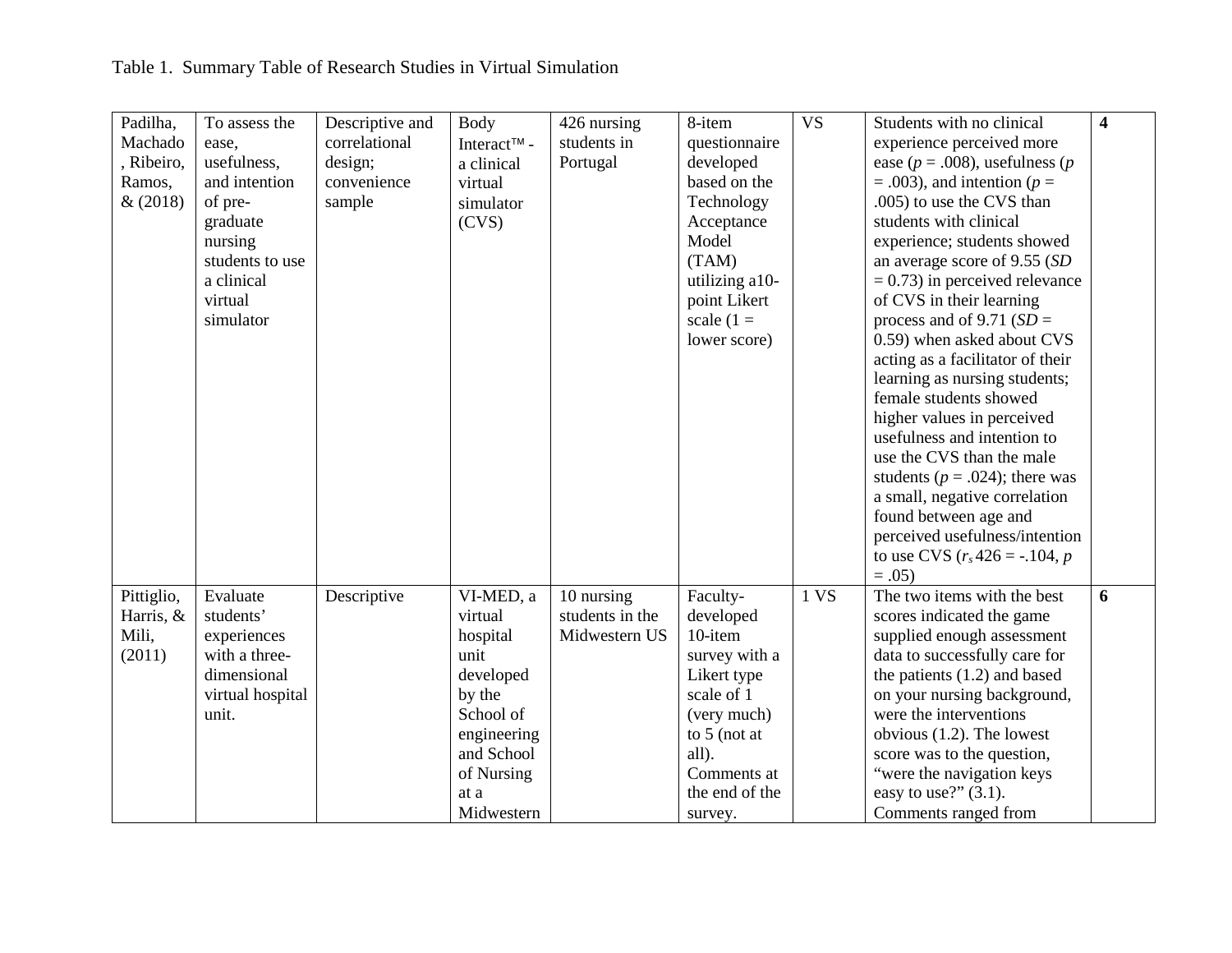Table 1. Summary Table of Research Studies in Virtual Simulation

| | | | | | | | | |
|---|---|---|---|---|---|---|---|---|
| Padilha, Machado, Ribeiro, Ramos, & (2018) | To assess the ease, usefulness, and intention of pre-graduate nursing students to use a clinical virtual simulator | Descriptive and correlational design; convenience sample | Body Interact™ - a clinical virtual simulator (CVS) | 426 nursing students in Portugal | 8-item questionnaire developed based on the Technology Acceptance Model (TAM) utilizing a10-point Likert scale (1 = lower score) | VS | Students with no clinical experience perceived more ease (*p* = .008), usefulness (*p* = .003), and intention (*p* = .005) to use the CVS than students with clinical experience; students showed an average score of 9.55 (*SD* = 0.73) in perceived relevance of CVS in their learning process and of 9.71 (*SD* = 0.59) when asked about CVS acting as a facilitator of their learning as nursing students; female students showed higher values in perceived usefulness and intention to use the CVS than the male students (*p* = .024); there was a small, negative correlation found between age and perceived usefulness/intention to use CVS ($r_s$ 426 = -.104, *p* = .05) | **4** |
| Pittiglio, Harris, & Mili, (2011) | Evaluate students' experiences with a three-dimensional virtual hospital unit. | Descriptive | VI-MED, a virtual hospital unit developed by the School of engineering and School of Nursing at a Midwestern | 10 nursing students in the Midwestern US | Faculty-developed 10-item survey with a Likert type scale of 1 (very much) to 5 (not at all). Comments at the end of the survey. | 1 VS | The two items with the best scores indicated the game supplied enough assessment data to successfully care for the patients (1.2) and based on your nursing background, were the interventions obvious (1.2). The lowest score was to the question, "were the navigation keys easy to use?" (3.1). Comments ranged from | **6** |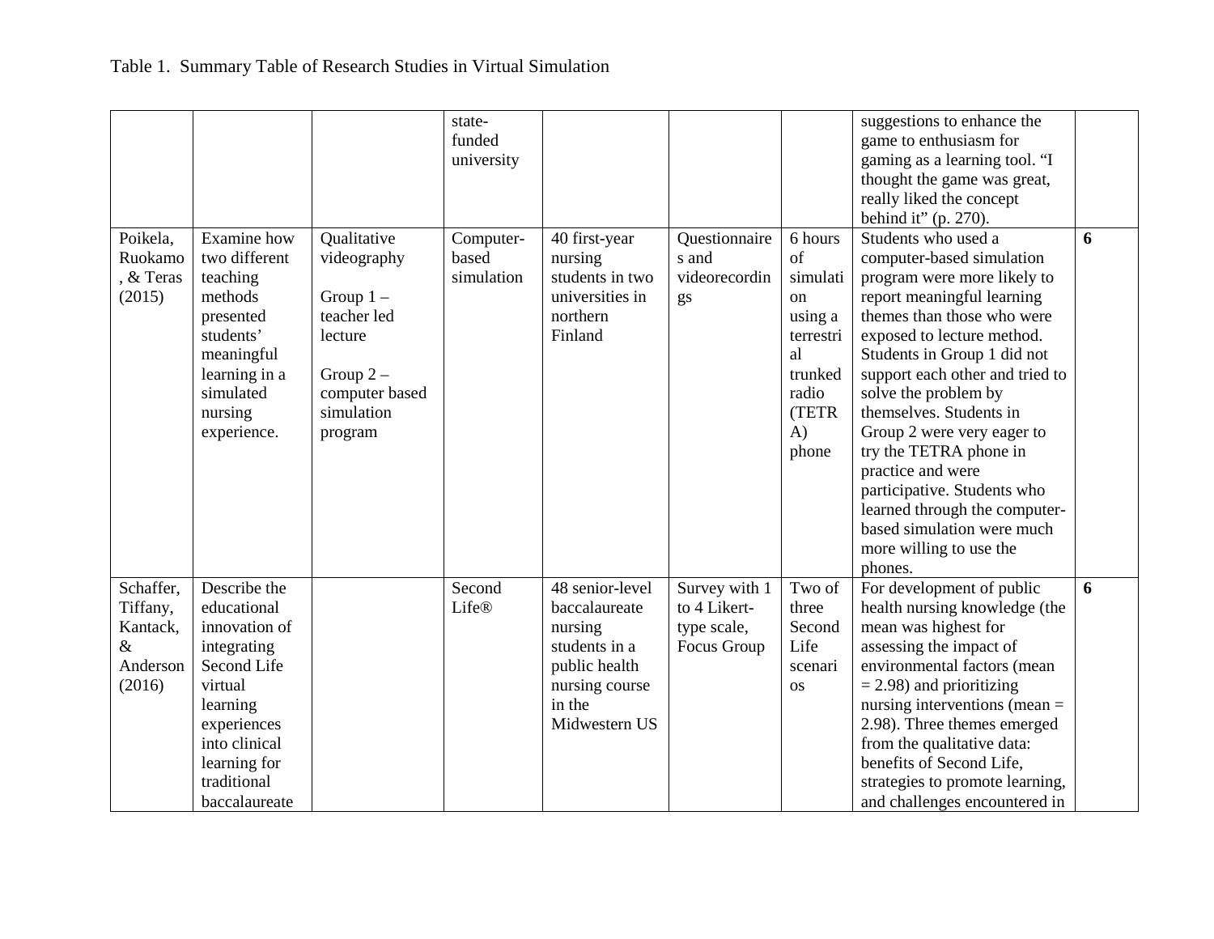Table 1. Summary Table of Research Studies in Virtual Simulation

| | | | | | | | | |
|---|---|---|---|---|---|---|---|---|
| | | | state-funded university | | | | suggestions to enhance the game to enthusiasm for gaming as a learning tool. "I thought the game was great, really liked the concept behind it" (p. 270). | |
| Poikela, Ruokamo, & Teras (2015) | Examine how two different teaching methods presented students' meaningful learning in a simulated nursing experience. | Qualitative videography<br><br>Group 1 – teacher led lecture<br><br>Group 2 – computer based simulation program | Computer-based simulation | 40 first-year nursing students in two universities in northern Finland | Questionnaires and videorecordings | 6 hours of simulation using a terrestrial trunked radio (TETRA) phone | Students who used a computer-based simulation program were more likely to report meaningful learning themes than those who were exposed to lecture method. Students in Group 1 did not support each other and tried to solve the problem by themselves. Students in Group 2 were very eager to try the TETRA phone in practice and were participative. Students who learned through the computer-based simulation were much more willing to use the phones. | **6** |
| Schaffer, Tiffany, Kantack, & Anderson (2016) | Describe the educational innovation of integrating Second Life virtual learning experiences into clinical learning for traditional baccalaureate | | Second Life® | 48 senior-level baccalaureate nursing students in a public health nursing course in the Midwestern US | Survey with 1 to 4 Likert-type scale, Focus Group | Two of three Second Life scenarios | For development of public health nursing knowledge (the mean was highest for assessing the impact of environmental factors (mean = 2.98) and prioritizing nursing interventions (mean = 2.98). Three themes emerged from the qualitative data: benefits of Second Life, strategies to promote learning, and challenges encountered in | **6** |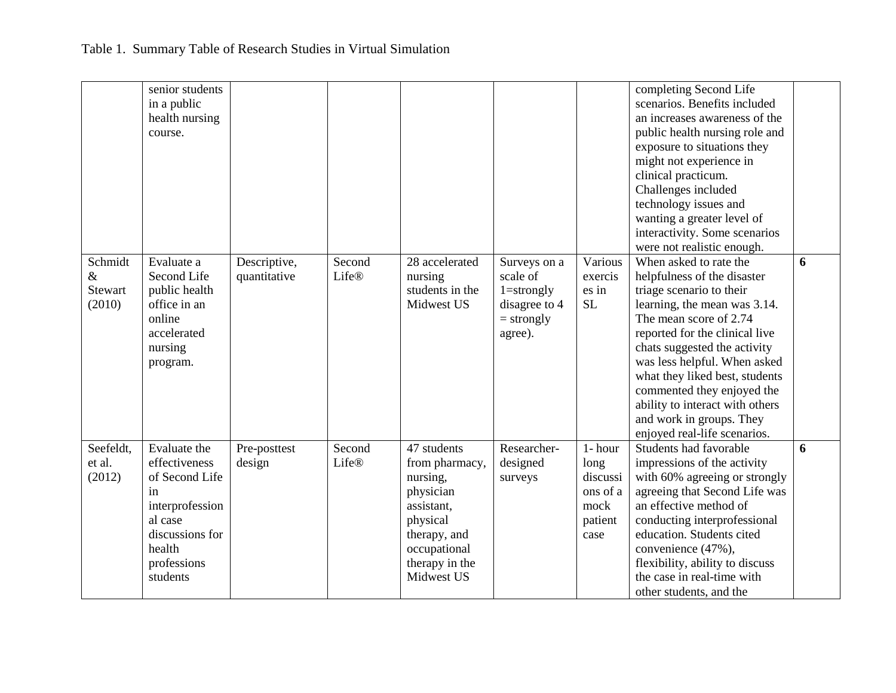Table 1. Summary Table of Research Studies in Virtual Simulation

| | | | | | | | | |
|---|---|---|---|---|---|---|---|---|
| | senior students in a public health nursing course. | | | | | | completing Second Life scenarios. Benefits included an increases awareness of the public health nursing role and exposure to situations they might not experience in clinical practicum. Challenges included technology issues and wanting a greater level of interactivity. Some scenarios were not realistic enough. | |
| Schmidt & Stewart (2010) | Evaluate a Second Life public health office in an online accelerated nursing program. | Descriptive, quantitative | Second Life® | 28 accelerated nursing students in the Midwest US | Surveys on a scale of 1=strongly disagree to 4 = strongly agree). | Various exercises in SL | When asked to rate the helpfulness of the disaster triage scenario to their learning, the mean was 3.14. The mean score of 2.74 reported for the clinical live chats suggested the activity was less helpful. When asked what they liked best, students commented they enjoyed the ability to interact with others and work in groups. They enjoyed real-life scenarios. | **6** |
| Seefeldt, et al. (2012) | Evaluate the effectiveness of Second Life in interprofessional case discussions for health professions students | Pre-posttest design | Second Life® | 47 students from pharmacy, nursing, physician assistant, physical therapy, and occupational therapy in the Midwest US | Researcher-designed surveys | 1- hour long discussions of a mock patient case | Students had favorable impressions of the activity with 60% agreeing or strongly agreeing that Second Life was an effective method of conducting interprofessional education. Students cited convenience (47%), flexibility, ability to discuss the case in real-time with other students, and the | **6** |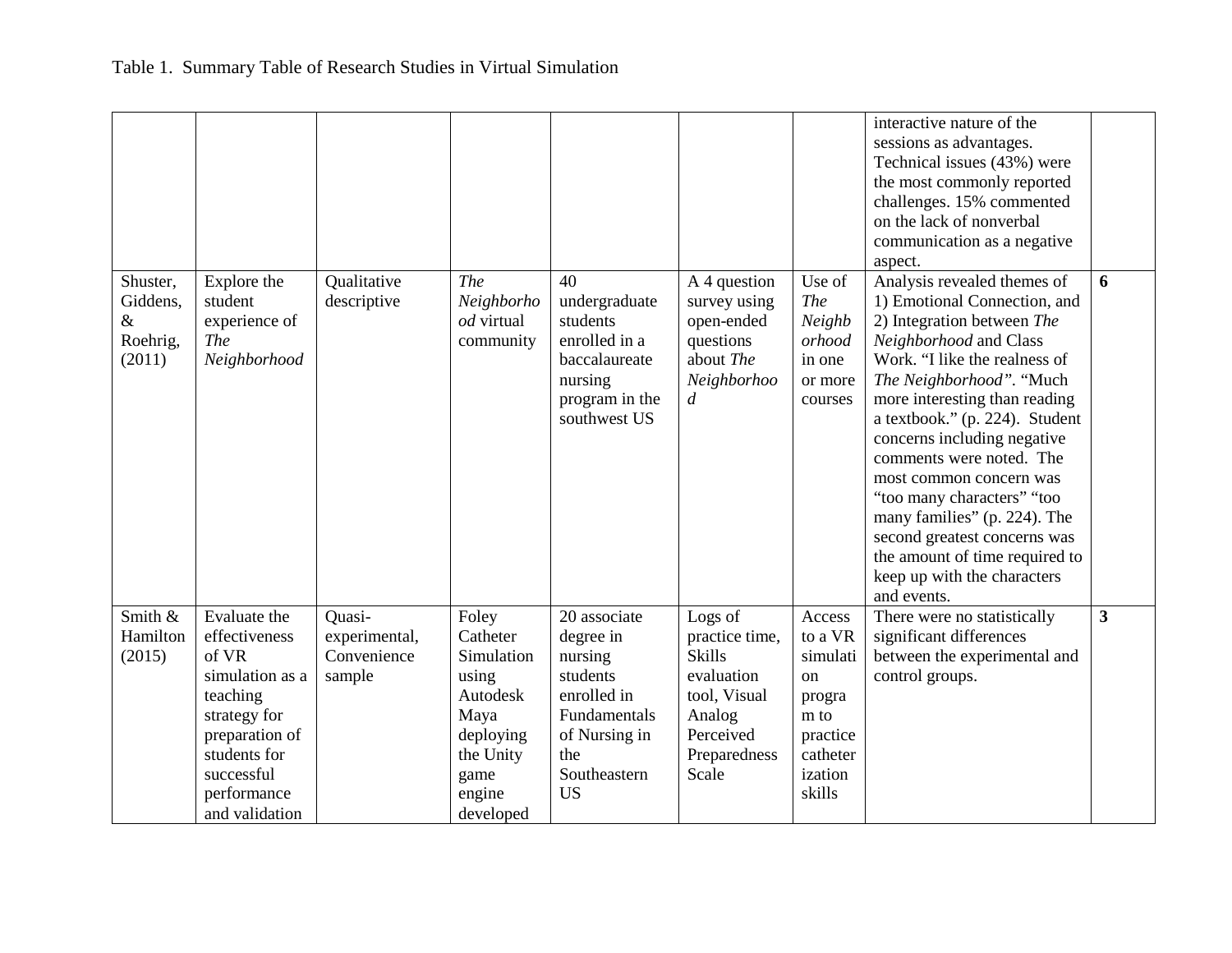Table 1. Summary Table of Research Studies in Virtual Simulation

| | | | | | | | | |
|---|---|---|---|---|---|---|---|---|
| | | | | | | | interactive nature of the sessions as advantages. Technical issues (43%) were the most commonly reported challenges. 15% commented on the lack of nonverbal communication as a negative aspect. | |
| Shuster, Giddens, & Roehrig, (2011) | Explore the student experience of *The Neighborhood* | Qualitative descriptive | *The Neighborhood* virtual community | 40 undergraduate students enrolled in a baccalaureate nursing program in the southwest US | A 4 question survey using open-ended questions about *The Neighborhood* | Use of *The Neighborhood* in one or more courses | Analysis revealed themes of 1) Emotional Connection, and 2) Integration between *The Neighborhood* and Class Work. "I like the realness of *The Neighborhood"*. "Much more interesting than reading a textbook." (p. 224). Student concerns including negative comments were noted. The most common concern was "too many characters" "too many families" (p. 224). The second greatest concerns was the amount of time required to keep up with the characters and events. | **6** |
| Smith & Hamilton (2015) | Evaluate the effectiveness of VR simulation as a teaching strategy for preparation of students for successful performance and validation | Quasi-experimental, Convenience sample | Foley Catheter Simulation using Autodesk Maya deploying the Unity game engine developed | 20 associate degree in nursing students enrolled in Fundamentals of Nursing in the Southeastern US | Logs of practice time, Skills evaluation tool, Visual Analog Perceived Preparedness Scale | Access to a VR simulation program to practice catheterization skills | There were no statistically significant differences between the experimental and control groups. | **3** |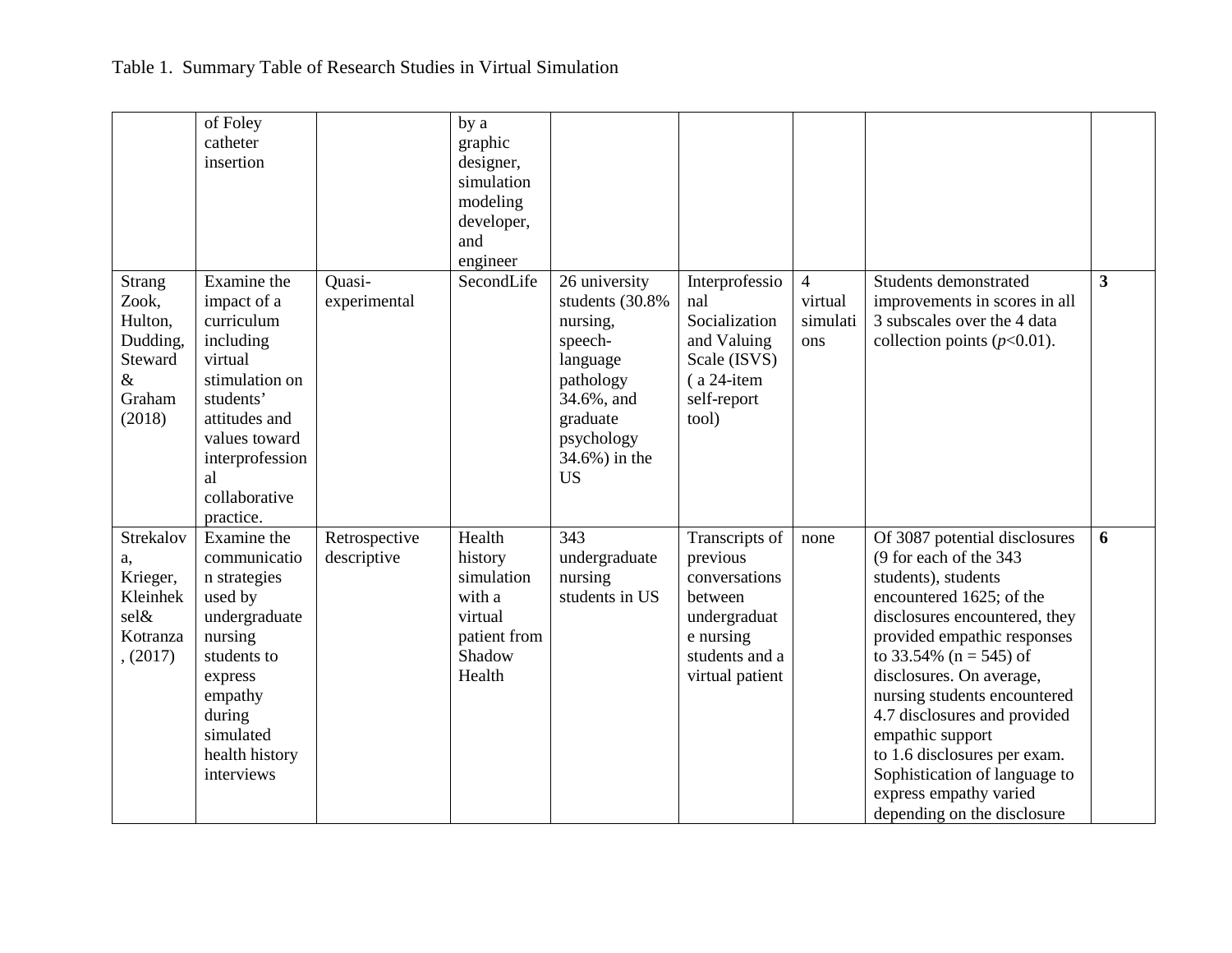Table 1. Summary Table of Research Studies in Virtual Simulation

| | | | | | | | | |
|---|---|---|---|---|---|---|---|---|
| | of Foley catheter insertion | | by a graphic designer, simulation modeling developer, and engineer | | | | | |
| Strang Zook, Hulton, Dudding, Steward & Graham (2018) | Examine the impact of a curriculum including virtual stimulation on students' attitudes and values toward interprofessional collaborative practice. | Quasi-experimental | SecondLife | 26 university students (30.8% nursing, speech-language pathology 34.6%, and graduate psychology 34.6%) in the US | Interprofessional Socialization and Valuing Scale (ISVS) ( a 24-item self-report tool) | 4 virtual simulations | Students demonstrated improvements in scores in all 3 subscales over the 4 data collection points (*p*<0.01). | **3** |
| Strekalova, Krieger, Kleinheksel& Kotranza , (2017) | Examine the communication strategies used by undergraduate nursing students to express empathy during simulated health history interviews | Retrospective descriptive | Health history simulation with a virtual patient from Shadow Health | 343 undergraduate nursing students in US | Transcripts of previous conversations between undergraduate nursing students and a virtual patient | none | Of 3087 potential disclosures (9 for each of the 343 students), students encountered 1625; of the disclosures encountered, they provided empathic responses to 33.54% (n = 545) of disclosures. On average, nursing students encountered 4.7 disclosures and provided empathic support to 1.6 disclosures per exam. Sophistication of language to express empathy varied depending on the disclosure | **6** |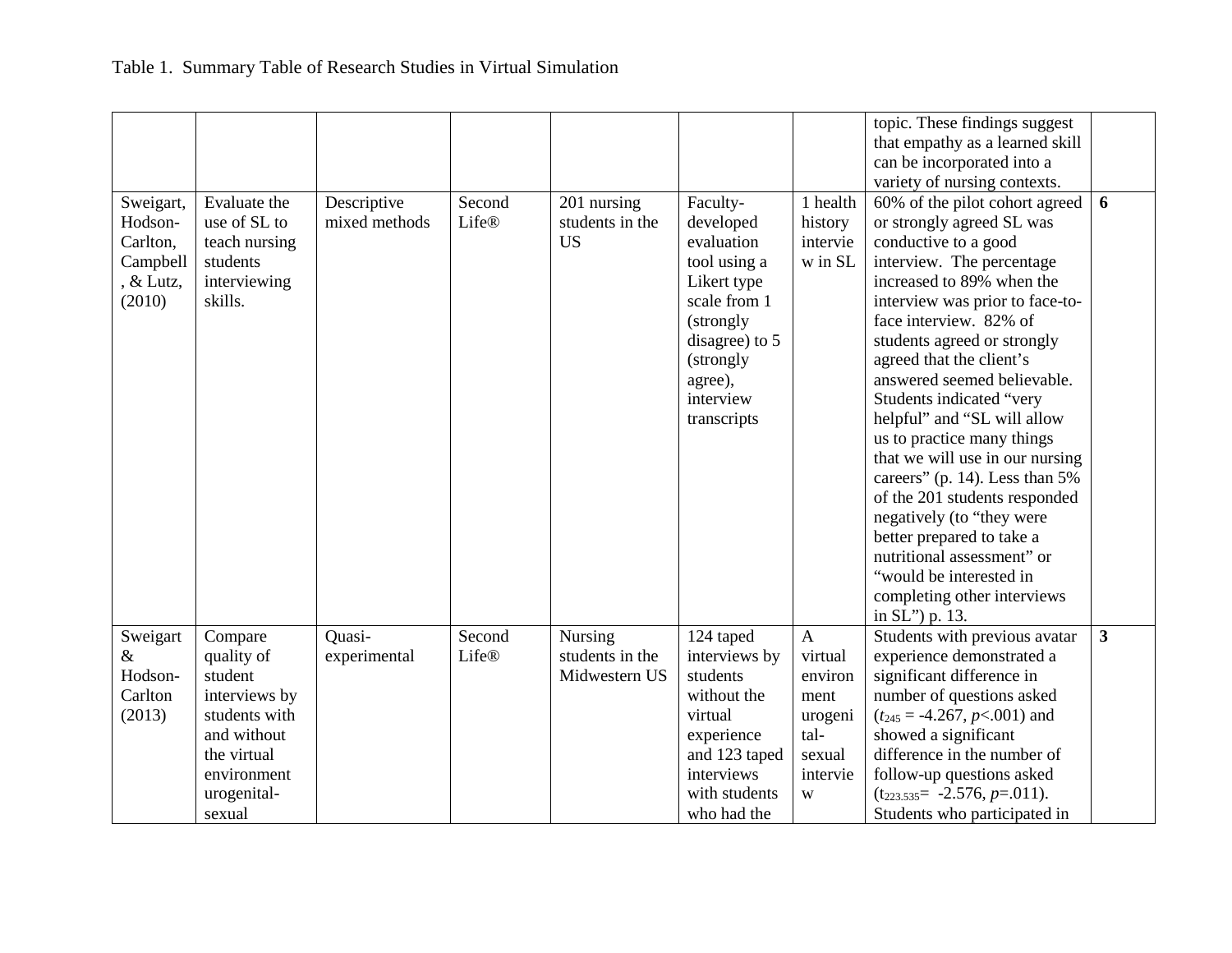Table 1. Summary Table of Research Studies in Virtual Simulation

| | | | | | | | | |
|---|---|---|---|---|---|---|---|---|
| | | | | | | | topic. These findings suggest that empathy as a learned skill can be incorporated into a variety of nursing contexts. | |
| Sweigart, Hodson-Carlton, Campbell, & Lutz, (2010) | Evaluate the use of SL to teach nursing students interviewing skills. | Descriptive mixed methods | Second Life® | 201 nursing students in the US | Faculty-developed evaluation tool using a Likert type scale from 1 (strongly disagree) to 5 (strongly agree), interview transcripts | 1 health history interview in SL | 60% of the pilot cohort agreed or strongly agreed SL was conductive to a good interview. The percentage increased to 89% when the interview was prior to face-to-face interview. 82% of students agreed or strongly agreed that the client's answered seemed believable. Students indicated "very helpful" and "SL will allow us to practice many things that we will use in our nursing careers" (p. 14). Less than 5% of the 201 students responded negatively (to "they were better prepared to take a nutritional assessment" or "would be interested in completing other interviews in SL") p. 13. | **6** |
| Sweigart & Hodson-Carlton (2013) | Compare quality of student interviews by students with and without the virtual environment urogenital-sexual | Quasi-experimental | Second Life® | Nursing students in the Midwestern US | 124 taped interviews by students without the virtual experience and 123 taped interviews with students who had the | A virtual environment urogenital-sexual interview | Students with previous avatar experience demonstrated a significant difference in number of questions asked ($t_{245}$ = -4.267, *p*<.001) and showed a significant difference in the number of follow-up questions asked ($t_{223.535}$= -2.576, *p*=.011). Students who participated in | **3** |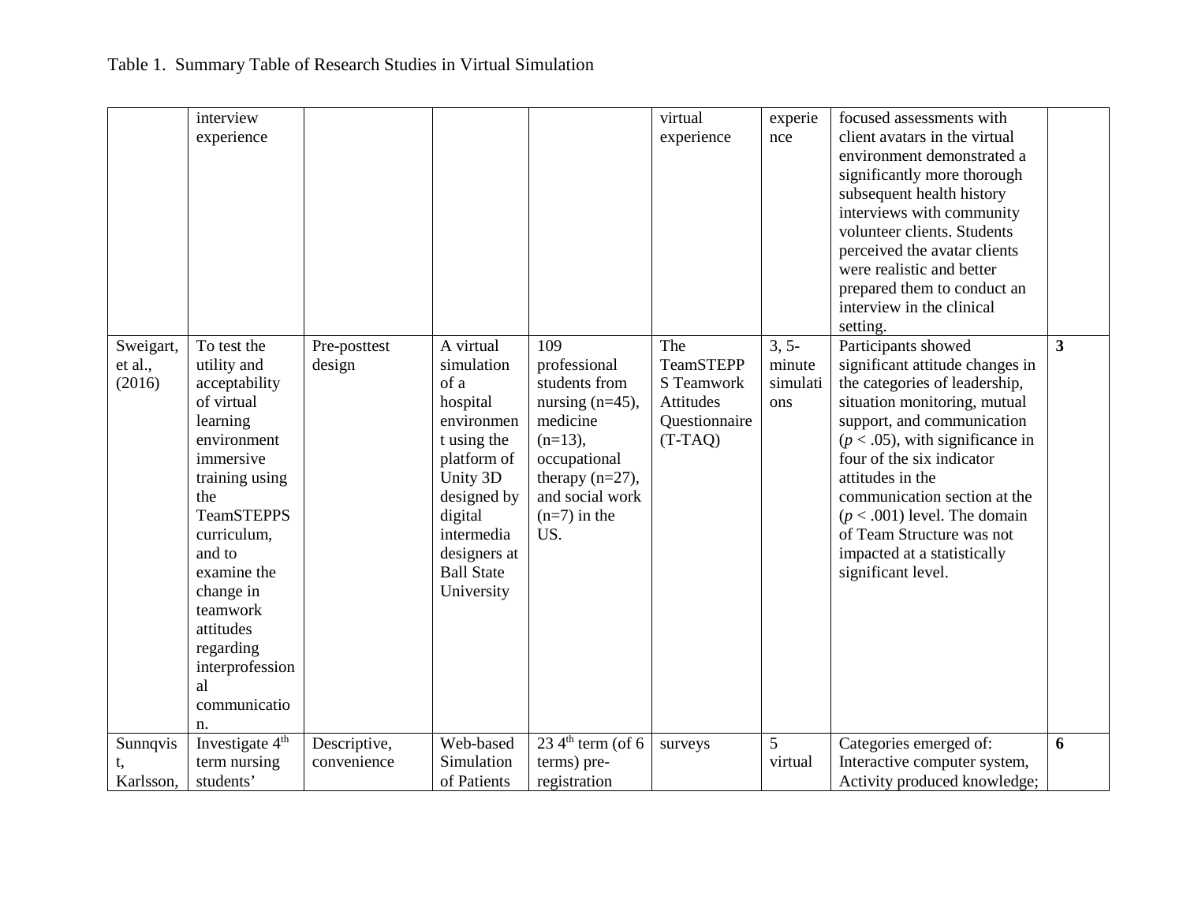Table 1. Summary Table of Research Studies in Virtual Simulation

| | | | | | | | | |
|---|---|---|---|---|---|---|---|---|
| | interview experience | | | | virtual experience | experience | focused assessments with client avatars in the virtual environment demonstrated a significantly more thorough subsequent health history interviews with community volunteer clients. Students perceived the avatar clients were realistic and better prepared them to conduct an interview in the clinical setting. | |
| Sweigart, et al., (2016) | To test the utility and acceptability of virtual learning environment immersive training using the TeamSTEPPS curriculum, and to examine the change in teamwork attitudes regarding interprofessional communication. | Pre-posttest design | A virtual simulation of a hospital environment using the platform of Unity 3D designed by digital intermedia designers at Ball State University | 109 professional students from nursing (n=45), medicine (n=13), occupational therapy (n=27), and social work (n=7) in the US. | The TeamSTEPPS Teamwork Attitudes Questionnaire (T-TAQ) | 3, 5-minute simulations | Participants showed significant attitude changes in the categories of leadership, situation monitoring, mutual support, and communication (*p* < .05), with significance in four of the six indicator attitudes in the communication section at the (*p* < .001) level. The domain of Team Structure was not impacted at a statistically significant level. | **3** |
| Sunnqvist, Karlsson, | Investigate 4th term nursing students' | Descriptive, convenience | Web-based Simulation of Patients | 23 4th term (of 6 terms) pre-registration | surveys | 5 virtual | Categories emerged of: Interactive computer system, Activity produced knowledge; | **6** |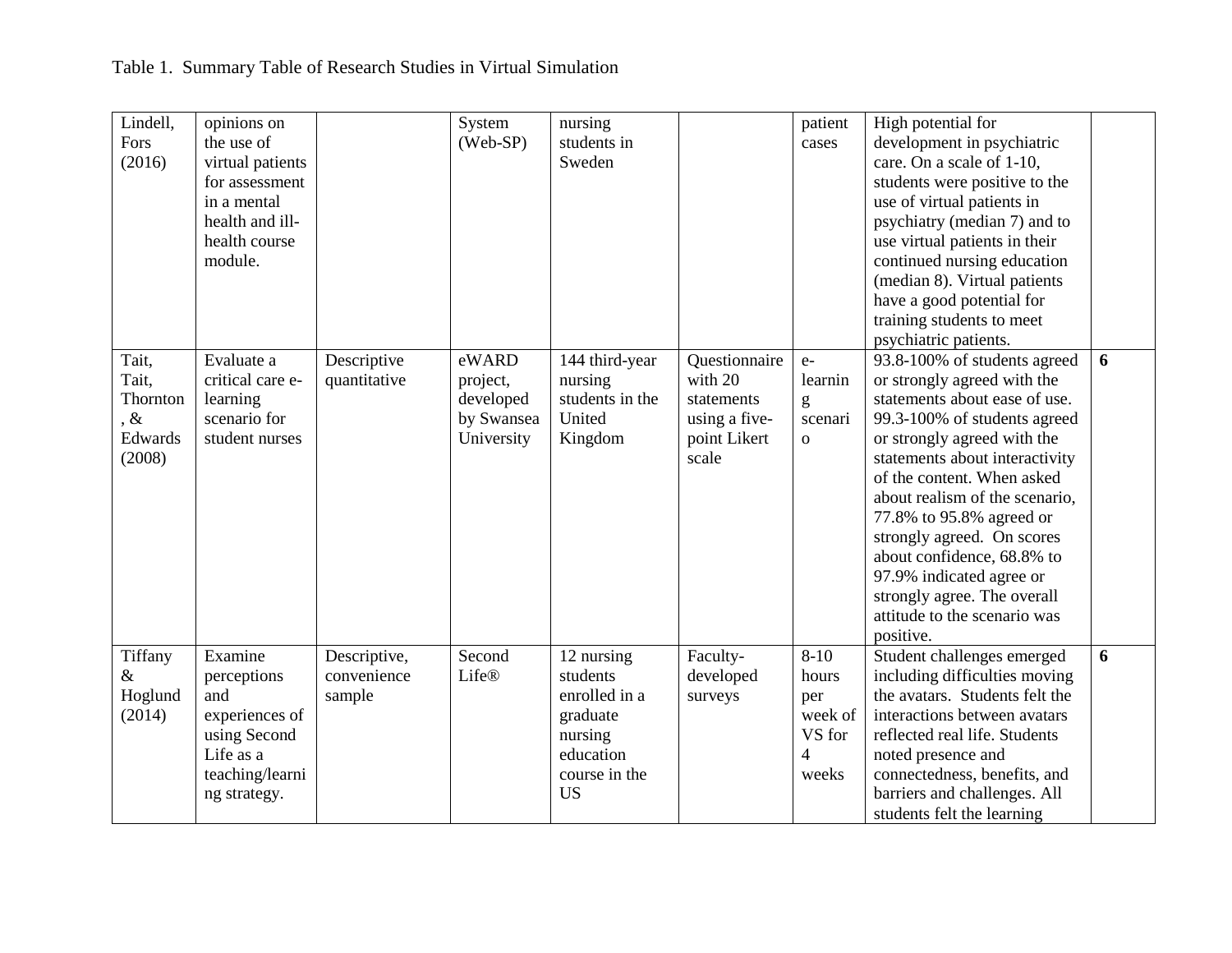Table 1. Summary Table of Research Studies in Virtual Simulation

| | | | | | | | | |
|---|---|---|---|---|---|---|---|---|
| Lindell, Fors (2016) | opinions on the use of virtual patients for assessment in a mental health and ill-health course module. | | System (Web-SP) | nursing students in Sweden | | patient cases | High potential for development in psychiatric care. On a scale of 1-10, students were positive to the use of virtual patients in psychiatry (median 7) and to use virtual patients in their continued nursing education (median 8). Virtual patients have a good potential for training students to meet psychiatric patients. | |
| Tait, Tait, Thornton, & Edwards (2008) | Evaluate a critical care e-learning scenario for student nurses | Descriptive quantitative | eWARD project, developed by Swansea University | 144 third-year nursing students in the United Kingdom | Questionnaire with 20 statements using a five-point Likert scale | e-learning scenario | 93.8-100% of students agreed or strongly agreed with the statements about ease of use. 99.3-100% of students agreed or strongly agreed with the statements about interactivity of the content. When asked about realism of the scenario, 77.8% to 95.8% agreed or strongly agreed. On scores about confidence, 68.8% to 97.9% indicated agree or strongly agree. The overall attitude to the scenario was positive. | **6** |
| Tiffany & Hoglund (2014) | Examine perceptions and experiences of using Second Life as a teaching/learning strategy. | Descriptive, convenience sample | Second Life® | 12 nursing students enrolled in a graduate nursing education course in the US | Faculty-developed surveys | 8-10 hours per week of VS for 4 weeks | Student challenges emerged including difficulties moving the avatars. Students felt the interactions between avatars reflected real life. Students noted presence and connectedness, benefits, and barriers and challenges. All students felt the learning | **6** |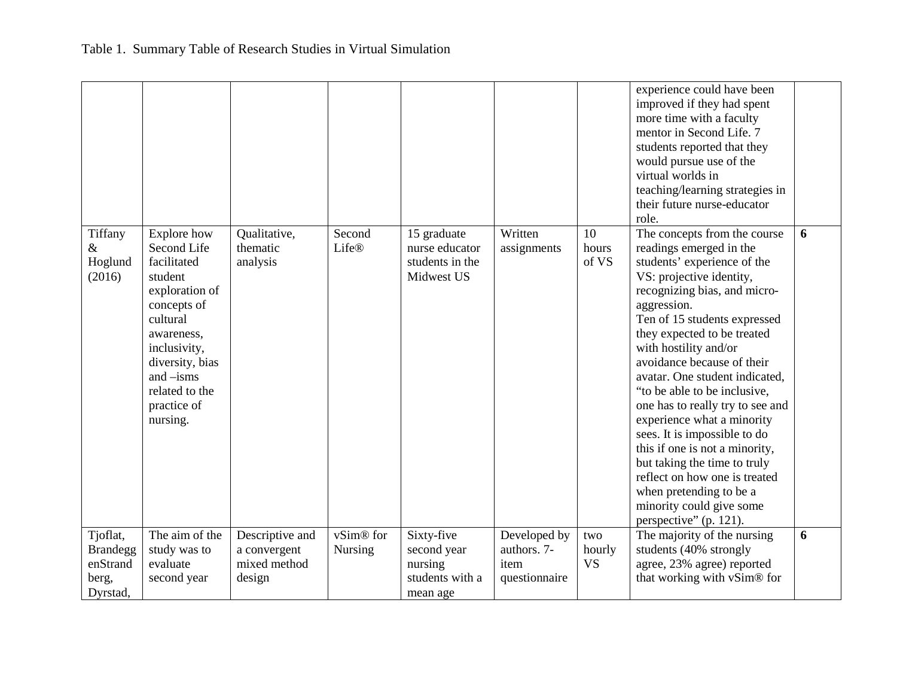Table 1. Summary Table of Research Studies in Virtual Simulation

| | | | | | | | | |
|---|---|---|---|---|---|---|---|---|
| | | | | | | | experience could have been improved if they had spent more time with a faculty mentor in Second Life. 7 students reported that they would pursue use of the virtual worlds in teaching/learning strategies in their future nurse-educator role. | |
| Tiffany & Hoglund (2016) | Explore how Second Life facilitated student exploration of concepts of cultural awareness, inclusivity, diversity, bias and –isms related to the practice of nursing. | Qualitative, thematic analysis | Second Life® | 15 graduate nurse educator students in the Midwest US | Written assignments | 10 hours of VS | The concepts from the course readings emerged in the students' experience of the VS: projective identity, recognizing bias, and micro-aggression. Ten of 15 students expressed they expected to be treated with hostility and/or avoidance because of their avatar. One student indicated, "to be able to be inclusive, one has to really try to see and experience what a minority sees. It is impossible to do this if one is not a minority, but taking the time to truly reflect on how one is treated when pretending to be a minority could give some perspective" (p. 121). | **6** |
| Tjoflat, BrandeggenStrand berg, Dyrstad, | The aim of the study was to evaluate second year | Descriptive and a convergent mixed method design | vSim® for Nursing | Sixty-five second year nursing students with a mean age | Developed by authors. 7-item questionnaire | two hourly VS | The majority of the nursing students (40% strongly agree, 23% agree) reported that working with vSim® for | **6** |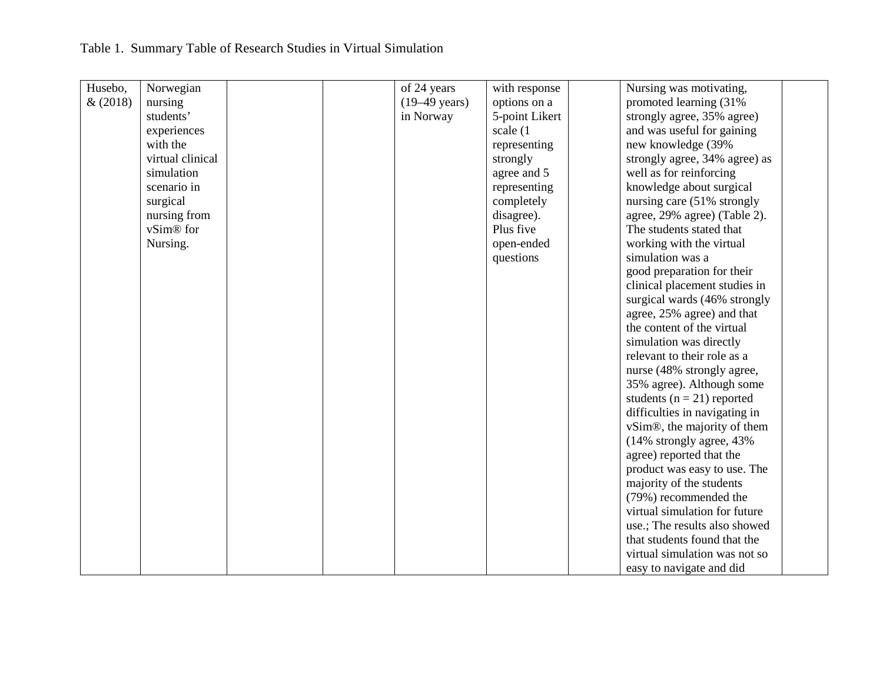Table 1. Summary Table of Research Studies in Virtual Simulation

| | | | | | | | | |
|---|---|---|---|---|---|---|---|---|
| Husebo, & (2018) | Norwegian nursing students' experiences with the virtual clinical simulation scenario in surgical nursing from vSim® for Nursing. | | | of 24 years (19–49 years) in Norway | with response options on a 5-point Likert scale (1 representing strongly agree and 5 representing completely disagree). Plus five open-ended questions | | Nursing was motivating, promoted learning (31% strongly agree, 35% agree) and was useful for gaining new knowledge (39% strongly agree, 34% agree) as well as for reinforcing knowledge about surgical nursing care (51% strongly agree, 29% agree) (Table 2). The students stated that working with the virtual simulation was a good preparation for their clinical placement studies in surgical wards (46% strongly agree, 25% agree) and that the content of the virtual simulation was directly relevant to their role as a nurse (48% strongly agree, 35% agree). Although some students (n = 21) reported difficulties in navigating in vSim®, the majority of them (14% strongly agree, 43% agree) reported that the product was easy to use. The majority of the students (79%) recommended the virtual simulation for future use.; The results also showed that students found that the virtual simulation was not so easy to navigate and did | |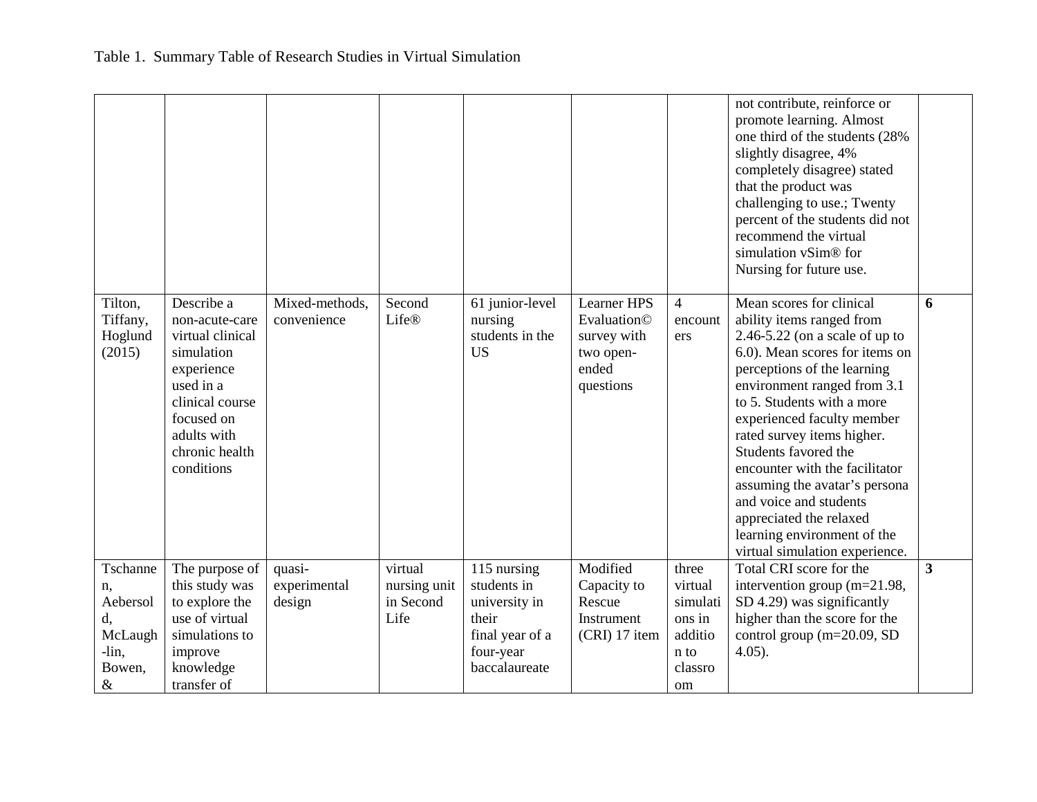Table 1. Summary Table of Research Studies in Virtual Simulation

| | | | | | | | | |
|---|---|---|---|---|---|---|---|---|
| | | | | | | | not contribute, reinforce or promote learning. Almost one third of the students (28% slightly disagree, 4% completely disagree) stated that the product was challenging to use.; Twenty percent of the students did not recommend the virtual simulation vSim® for Nursing for future use. | |
| Tilton, Tiffany, Hoglund (2015) | Describe a non-acute-care virtual clinical simulation experience used in a clinical course focused on adults with chronic health conditions | Mixed-methods, convenience | Second Life® | 61 junior-level nursing students in the US | Learner HPS Evaluation© survey with two open-ended questions | 4 encounters | Mean scores for clinical ability items ranged from 2.46-5.22 (on a scale of up to 6.0). Mean scores for items on perceptions of the learning environment ranged from 3.1 to 5. Students with a more experienced faculty member rated survey items higher. Students favored the encounter with the facilitator assuming the avatar's persona and voice and students appreciated the relaxed learning environment of the virtual simulation experience. | **6** |
| Tschannen, Aebersold, McLaugh-lin, Bowen, & | The purpose of this study was to explore the use of virtual simulations to improve knowledge transfer of | quasi-experimental design | virtual nursing unit in Second Life | 115 nursing students in university in their final year of a four-year baccalaureate | Modified Capacity to Rescue Instrument (CRI) 17 item | three virtual simulations in addition to classroom | Total CRI score for the intervention group (m=21.98, SD 4.29) was significantly higher than the score for the control group (m=20.09, SD 4.05). | **3** |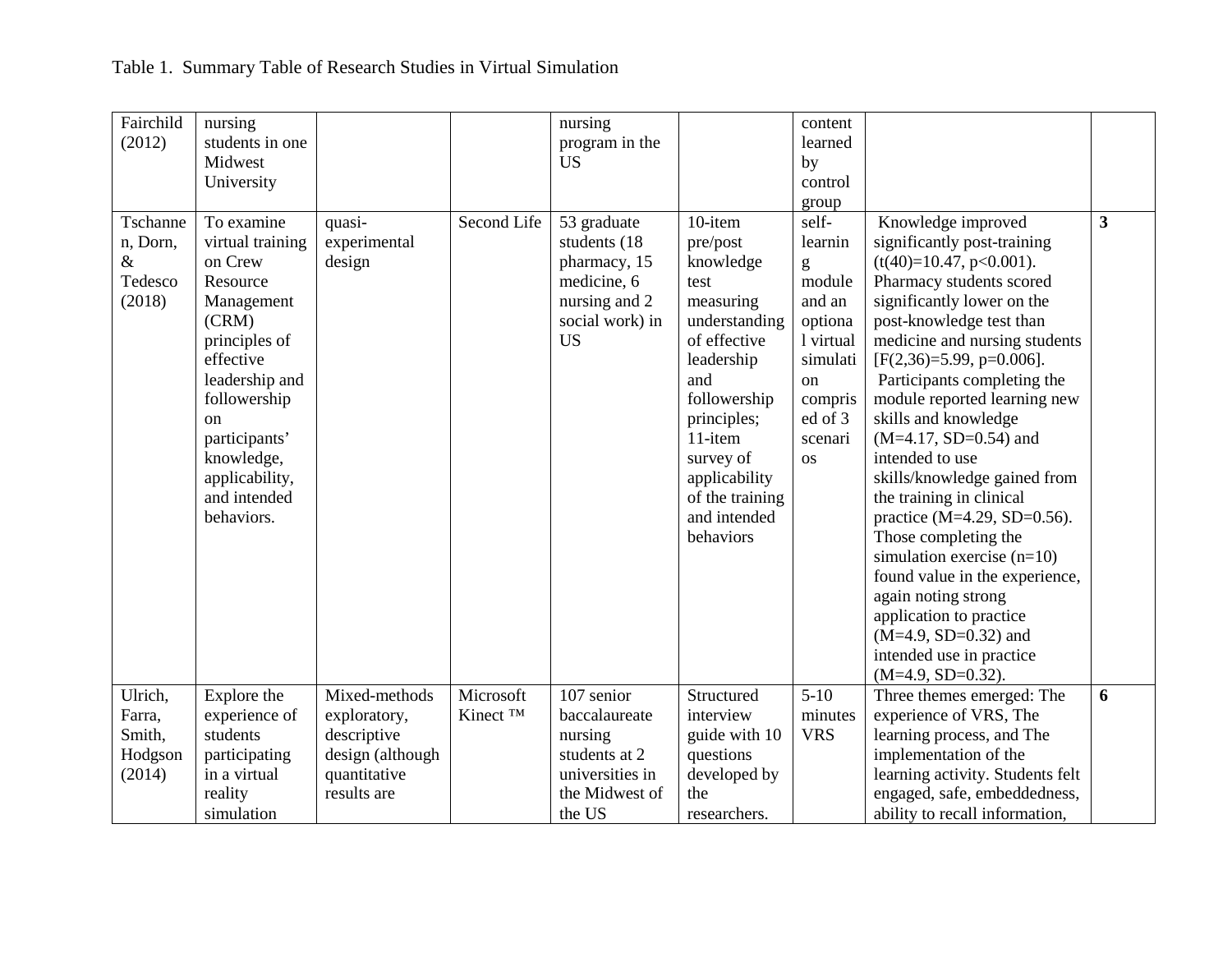Table 1. Summary Table of Research Studies in Virtual Simulation

| | | | | | | | | |
|---|---|---|---|---|---|---|---|---|
| Fairchild (2012) | nursing students in one Midwest University | | | nursing program in the US | | content learned by control group | | |
| Tschannen, Dorn, & Tedesco (2018) | To examine virtual training on Crew Resource Management (CRM) principles of effective leadership and followership on participants' knowledge, applicability, and intended behaviors. | quasi-experimental design | Second Life | 53 graduate students (18 pharmacy, 15 medicine, 6 nursing and 2 social work) in US | 10-item pre/post knowledge test measuring understanding of effective leadership and followership principles; 11-item survey of applicability of the training and intended behaviors | self-learning module and an optional virtual simulation comprised of 3 scenarios | Knowledge improved significantly post-training ($t(40)=10.47$, $p<0.001$). Pharmacy students scored significantly lower on the post-knowledge test than medicine and nursing students [$F(2,36)=5.99$, $p=0.006$]. Participants completing the module reported learning new skills and knowledge ($M=4.17$, $SD=0.54$) and intended to use skills/knowledge gained from the training in clinical practice ($M=4.29$, $SD=0.56$). Those completing the simulation exercise ($n=10$) found value in the experience, again noting strong application to practice ($M=4.9$, $SD=0.32$) and intended use in practice ($M=4.9$, $SD=0.32$). | **3** |
| Ulrich, Farra, Smith, Hodgson (2014) | Explore the experience of students participating in a virtual reality simulation | Mixed-methods exploratory, descriptive design (although quantitative results are | Microsoft Kinect ™ | 107 senior baccalaureate nursing students at 2 universities in the Midwest of the US | Structured interview guide with 10 questions developed by the researchers. | 5-10 minutes VRS | Three themes emerged: The experience of VRS, The learning process, and The implementation of the learning activity. Students felt engaged, safe, embeddedness, ability to recall information, | **6** |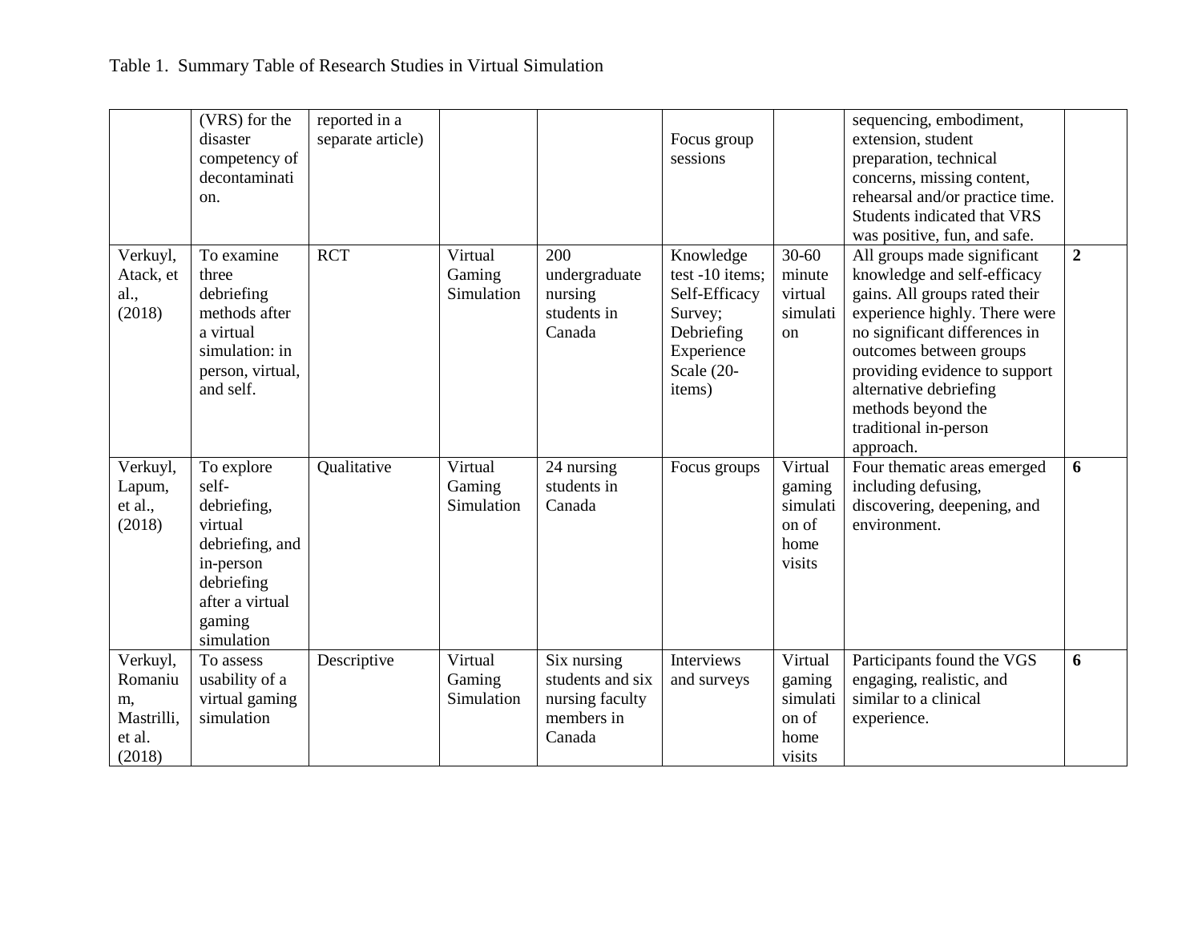Table 1. Summary Table of Research Studies in Virtual Simulation

| | | | | | | | | |
|---|---|---|---|---|---|---|---|---|
| | (VRS) for the disaster competency of decontamination. | reported in a separate article) | | | Focus group sessions | | sequencing, embodiment, extension, student preparation, technical concerns, missing content, rehearsal and/or practice time. Students indicated that VRS was positive, fun, and safe. | |
| Verkuyl, Atack, et al., (2018) | To examine three debriefing methods after a virtual simulation: in person, virtual, and self. | RCT | Virtual Gaming Simulation | 200 undergraduate nursing students in Canada | Knowledge test -10 items; Self-Efficacy Survey; Debriefing Experience Scale (20-items) | 30-60 minute virtual simulation | All groups made significant knowledge and self-efficacy gains. All groups rated their experience highly. There were no significant differences in outcomes between groups providing evidence to support alternative debriefing methods beyond the traditional in-person approach. | **2** |
| Verkuyl, Lapum, et al., (2018) | To explore self-debriefing, virtual debriefing, and in-person debriefing after a virtual gaming simulation | Qualitative | Virtual Gaming Simulation | 24 nursing students in Canada | Focus groups | Virtual gaming simulation of home visits | Four thematic areas emerged including defusing, discovering, deepening, and environment. | **6** |
| Verkuyl, Romanium, Mastrilli, et al. (2018) | To assess usability of a virtual gaming simulation | Descriptive | Virtual Gaming Simulation | Six nursing students and six nursing faculty members in Canada | Interviews and surveys | Virtual gaming simulation of home visits | Participants found the VGS engaging, realistic, and similar to a clinical experience. | **6** |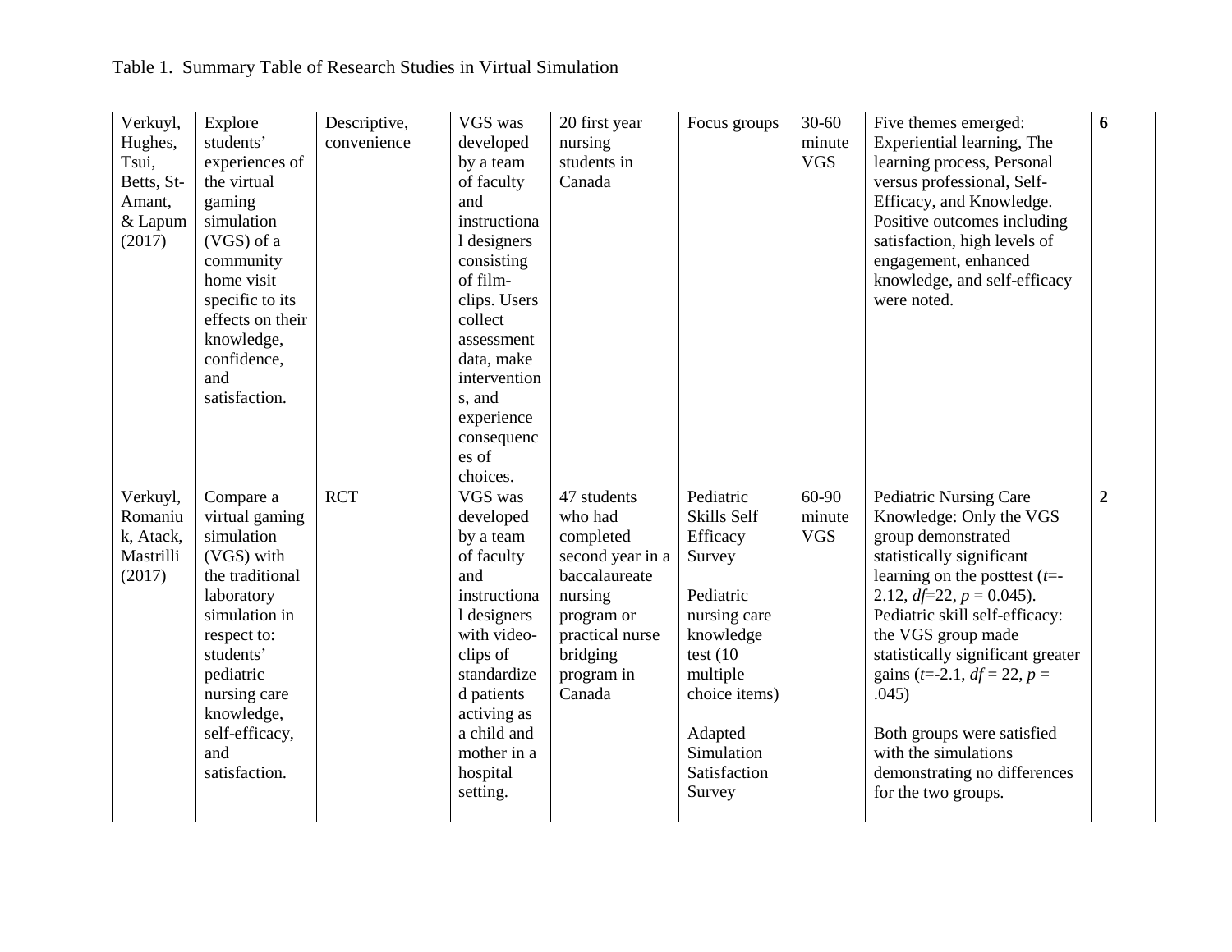Table 1. Summary Table of Research Studies in Virtual Simulation

| | | | | | | | | |
|---|---|---|---|---|---|---|---|---|
| Verkuyl, Hughes, Tsui, Betts, St-Amant, & Lapum (2017) | Explore students' experiences of the virtual gaming simulation (VGS) of a community home visit specific to its effects on their knowledge, confidence, and satisfaction. | Descriptive, convenience | VGS was developed by a team of faculty and instructional designers consisting of film-clips. Users collect assessment data, make interventions, and experience consequences of choices. | 20 first year nursing students in Canada | Focus groups | 30-60 minute VGS | Five themes emerged: Experiential learning, The learning process, Personal versus professional, Self-Efficacy, and Knowledge. Positive outcomes including satisfaction, high levels of engagement, enhanced knowledge, and self-efficacy were noted. | **6** |
| Verkuyl, Romaniuk, Atack, Mastrilli (2017) | Compare a virtual gaming simulation (VGS) with the traditional laboratory simulation in respect to: students' pediatric nursing care knowledge, self-efficacy, and satisfaction. | RCT | VGS was developed by a team of faculty and instructional designers with video-clips of standardized patients activing as a child and mother in a hospital setting. | 47 students who had completed second year in a baccalaureate nursing program or practical nurse bridging program in Canada | Pediatric Skills Self Efficacy Survey<br><br>Pediatric nursing care knowledge test (10 multiple choice items)<br><br>Adapted Simulation Satisfaction Survey | 60-90 minute VGS | Pediatric Nursing Care Knowledge: Only the VGS group demonstrated statistically significant learning on the posttest ($t$=-2.12, $df$=22, $p$ = 0.045). Pediatric skill self-efficacy: the VGS group made statistically significant greater gains ($t$=-2.1, $df$ = 22, $p$ = .045)<br><br>Both groups were satisfied with the simulations demonstrating no differences for the two groups. | **2** |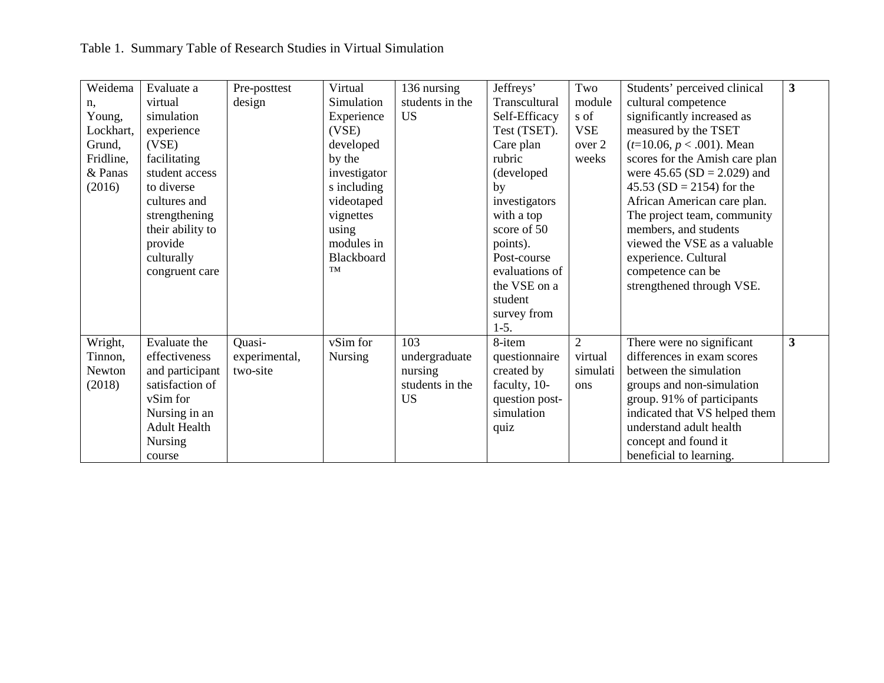Table 1. Summary Table of Research Studies in Virtual Simulation

| | | | | | | | | |
|---|---|---|---|---|---|---|---|---|
| Weideman, Young, Lockhart, Grund, Fridline, & Panas (2016) | Evaluate a virtual simulation experience (VSE) facilitating student access to diverse cultures and strengthening their ability to provide culturally congruent care | Pre-posttest design | Virtual Simulation Experience (VSE) developed by the investigators including videotaped vignettes using modules in Blackboard ™ | 136 nursing students in the US | Jeffreys' Transcultural Self-Efficacy Test (TSET). Care plan rubric (developed by investigators with a top score of 50 points). Post-course evaluations of the VSE on a student survey from 1-5. | Two modules of VSE over 2 weeks | Students' perceived clinical cultural competence significantly increased as measured by the TSET ($t$=10.06, $p$ < .001). Mean scores for the Amish care plan were 45.65 (SD = 2.029) and 45.53 (SD = 2154) for the African American care plan. The project team, community members, and students viewed the VSE as a valuable experience. Cultural competence can be strengthened through VSE. | **3** |
| Wright, Tinnon, Newton (2018) | Evaluate the effectiveness and participant satisfaction of vSim for Nursing in an Adult Health Nursing course | Quasi-experimental, two-site | vSim for Nursing | 103 undergraduate nursing students in the US | 8-item questionnaire created by faculty, 10-question post-simulation quiz | 2 virtual simulations | There were no significant differences in exam scores between the simulation groups and non-simulation group. 91% of participants indicated that VS helped them understand adult health concept and found it beneficial to learning. | **3** |